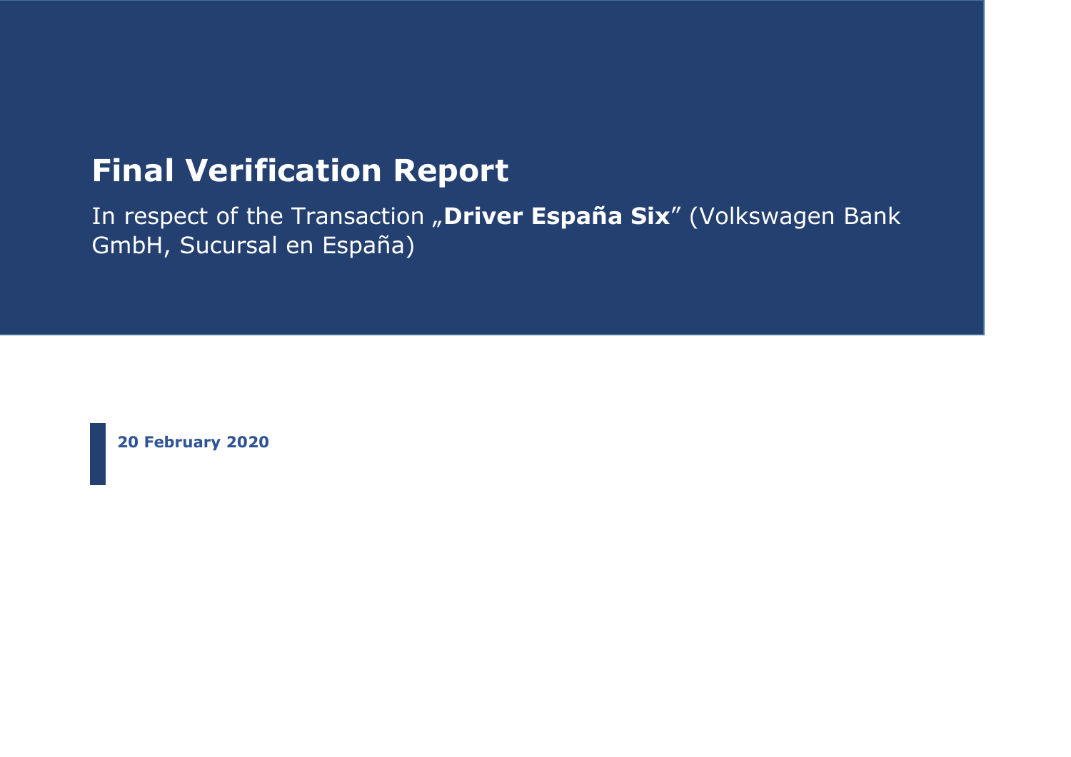# Final Verification Report

In respect of the Transaction „**Driver España Six**" (Volkswagen Bank GmbH, Sucursal en España)

**20 February 2020**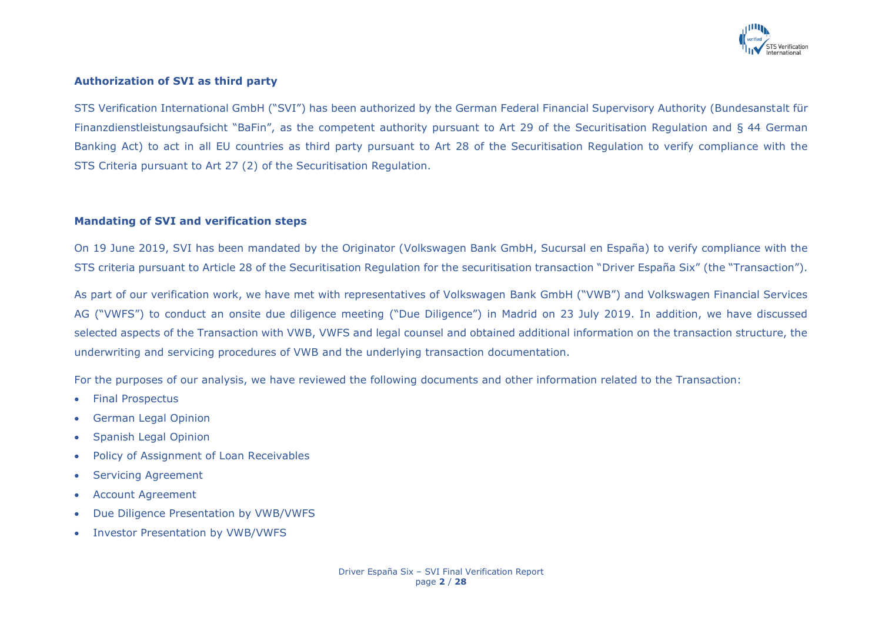**Authorization of SVI as third party**

STS Verification International GmbH ("SVI") has been authorized by the German Federal Financial Supervisory Authority (Bundesanstalt für Finanzdienstleistungsaufsicht "BaFin", as the competent authority pursuant to Art 29 of the Securitisation Regulation and § 44 German Banking Act) to act in all EU countries as third party pursuant to Art 28 of the Securitisation Regulation to verify compliance with the STS Criteria pursuant to Art 27 (2) of the Securitisation Regulation.

**Mandating of SVI and verification steps**

On 19 June 2019, SVI has been mandated by the Originator (Volkswagen Bank GmbH, Sucursal en España) to verify compliance with the STS criteria pursuant to Article 28 of the Securitisation Regulation for the securitisation transaction "Driver España Six" (the "Transaction").

As part of our verification work, we have met with representatives of Volkswagen Bank GmbH ("VWB") and Volkswagen Financial Services AG ("VWFS") to conduct an onsite due diligence meeting ("Due Diligence") in Madrid on 23 July 2019. In addition, we have discussed selected aspects of the Transaction with VWB, VWFS and legal counsel and obtained additional information on the transaction structure, the underwriting and servicing procedures of VWB and the underlying transaction documentation.

For the purposes of our analysis, we have reviewed the following documents and other information related to the Transaction:

- Final Prospectus
- German Legal Opinion
- Spanish Legal Opinion
- Policy of Assignment of Loan Receivables
- Servicing Agreement
- Account Agreement
- Due Diligence Presentation by VWB/VWFS
- Investor Presentation by VWB/VWFS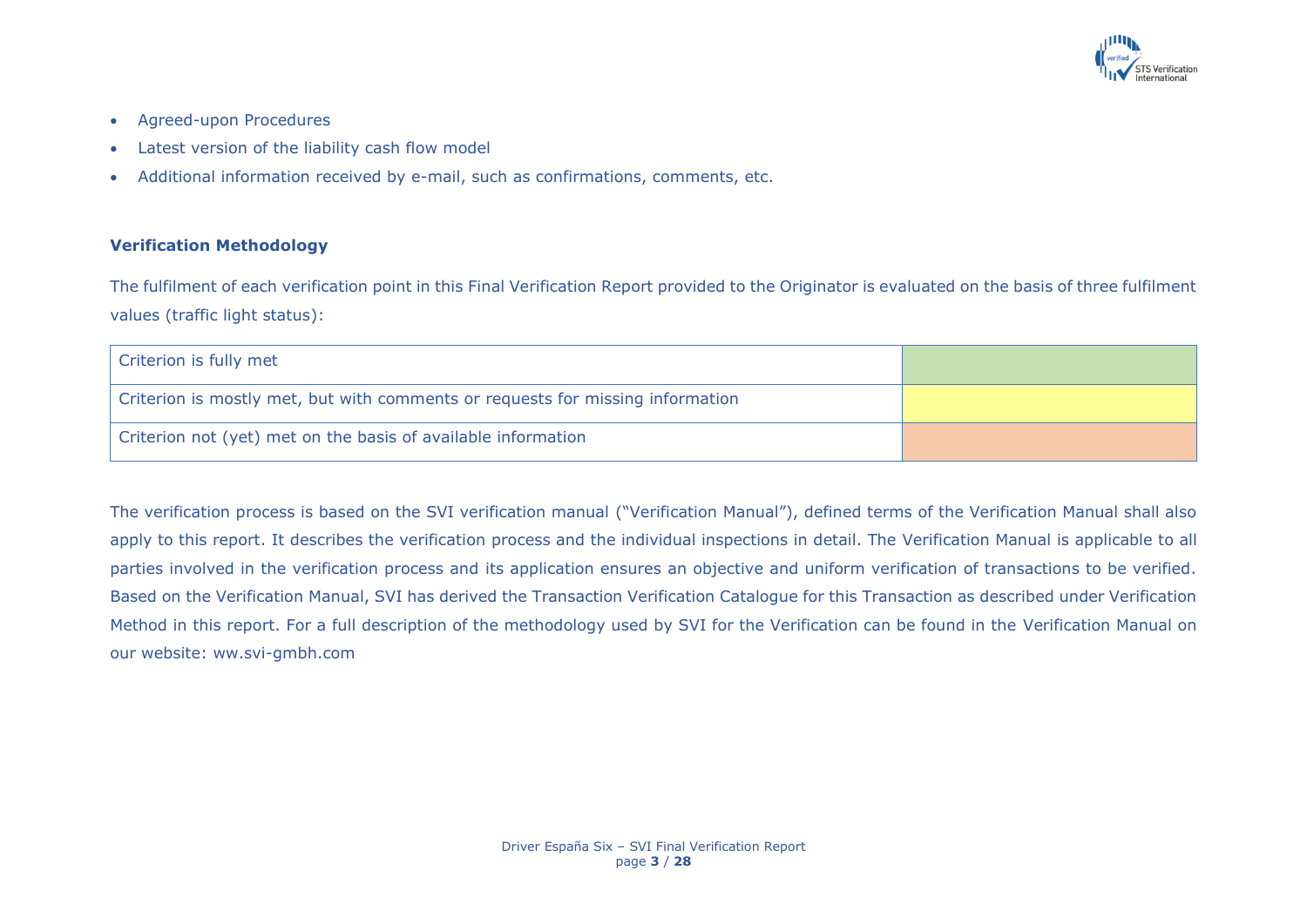- Agreed-upon Procedures
- Latest version of the liability cash flow model
- Additional information received by e-mail, such as confirmations, comments, etc.

**Verification Methodology**

The fulfilment of each verification point in this Final Verification Report provided to the Originator is evaluated on the basis of three fulfilment values (traffic light status):

| Criterion is fully met | |
|---|---|
| Criterion is mostly met, but with comments or requests for missing information | |
| Criterion not (yet) met on the basis of available information | |

The verification process is based on the SVI verification manual ("Verification Manual"), defined terms of the Verification Manual shall also apply to this report. It describes the verification process and the individual inspections in detail. The Verification Manual is applicable to all parties involved in the verification process and its application ensures an objective and uniform verification of transactions to be verified. Based on the Verification Manual, SVI has derived the Transaction Verification Catalogue for this Transaction as described under Verification Method in this report. For a full description of the methodology used by SVI for the Verification can be found in the Verification Manual on our website: ww.svi-gmbh.com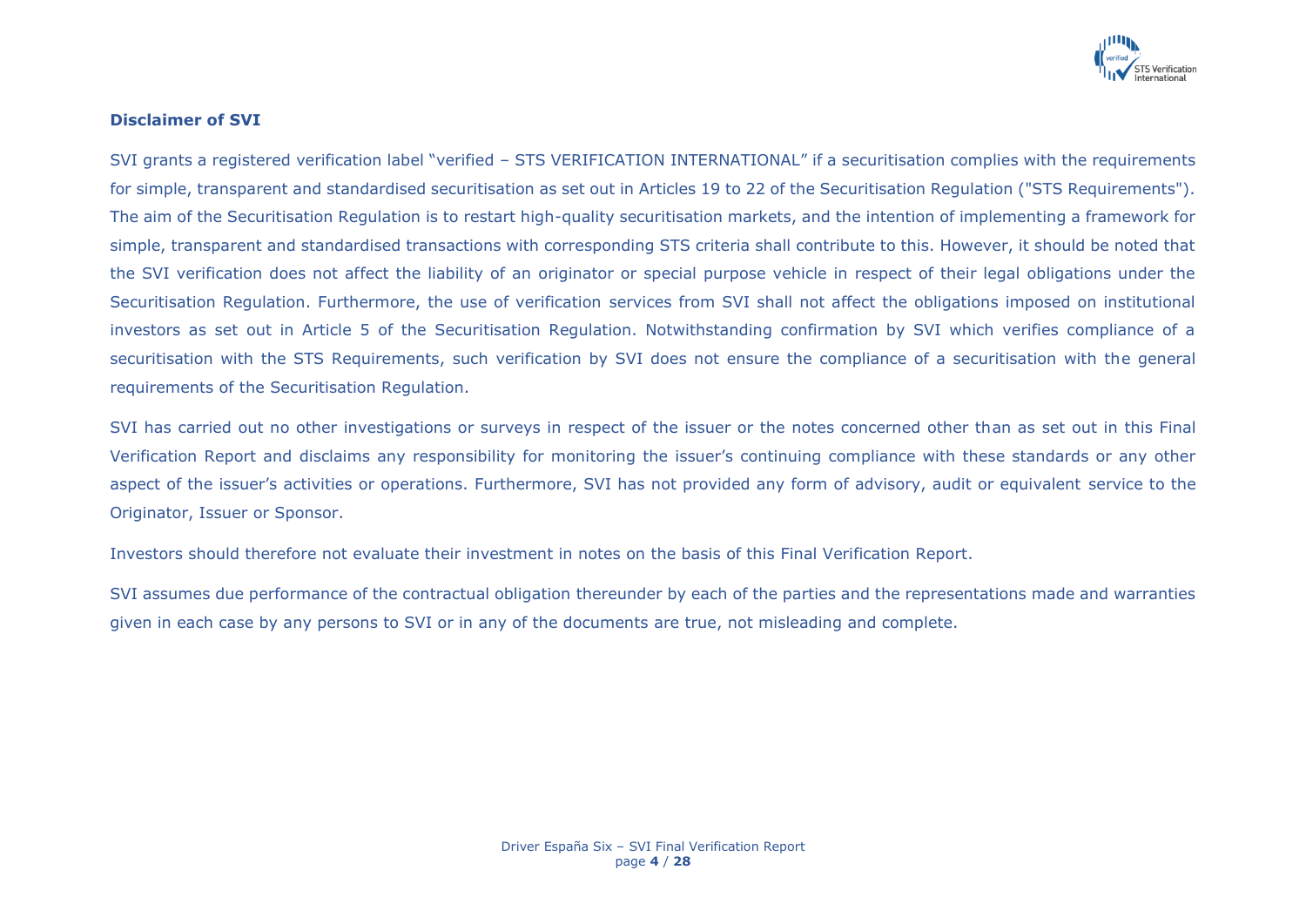## Disclaimer of SVI

SVI grants a registered verification label "verified – STS VERIFICATION INTERNATIONAL" if a securitisation complies with the requirements for simple, transparent and standardised securitisation as set out in Articles 19 to 22 of the Securitisation Regulation ("STS Requirements"). The aim of the Securitisation Regulation is to restart high-quality securitisation markets, and the intention of implementing a framework for simple, transparent and standardised transactions with corresponding STS criteria shall contribute to this. However, it should be noted that the SVI verification does not affect the liability of an originator or special purpose vehicle in respect of their legal obligations under the Securitisation Regulation. Furthermore, the use of verification services from SVI shall not affect the obligations imposed on institutional investors as set out in Article 5 of the Securitisation Regulation. Notwithstanding confirmation by SVI which verifies compliance of a securitisation with the STS Requirements, such verification by SVI does not ensure the compliance of a securitisation with the general requirements of the Securitisation Regulation.

SVI has carried out no other investigations or surveys in respect of the issuer or the notes concerned other than as set out in this Final Verification Report and disclaims any responsibility for monitoring the issuer's continuing compliance with these standards or any other aspect of the issuer's activities or operations. Furthermore, SVI has not provided any form of advisory, audit or equivalent service to the Originator, Issuer or Sponsor.

Investors should therefore not evaluate their investment in notes on the basis of this Final Verification Report.

SVI assumes due performance of the contractual obligation thereunder by each of the parties and the representations made and warranties given in each case by any persons to SVI or in any of the documents are true, not misleading and complete.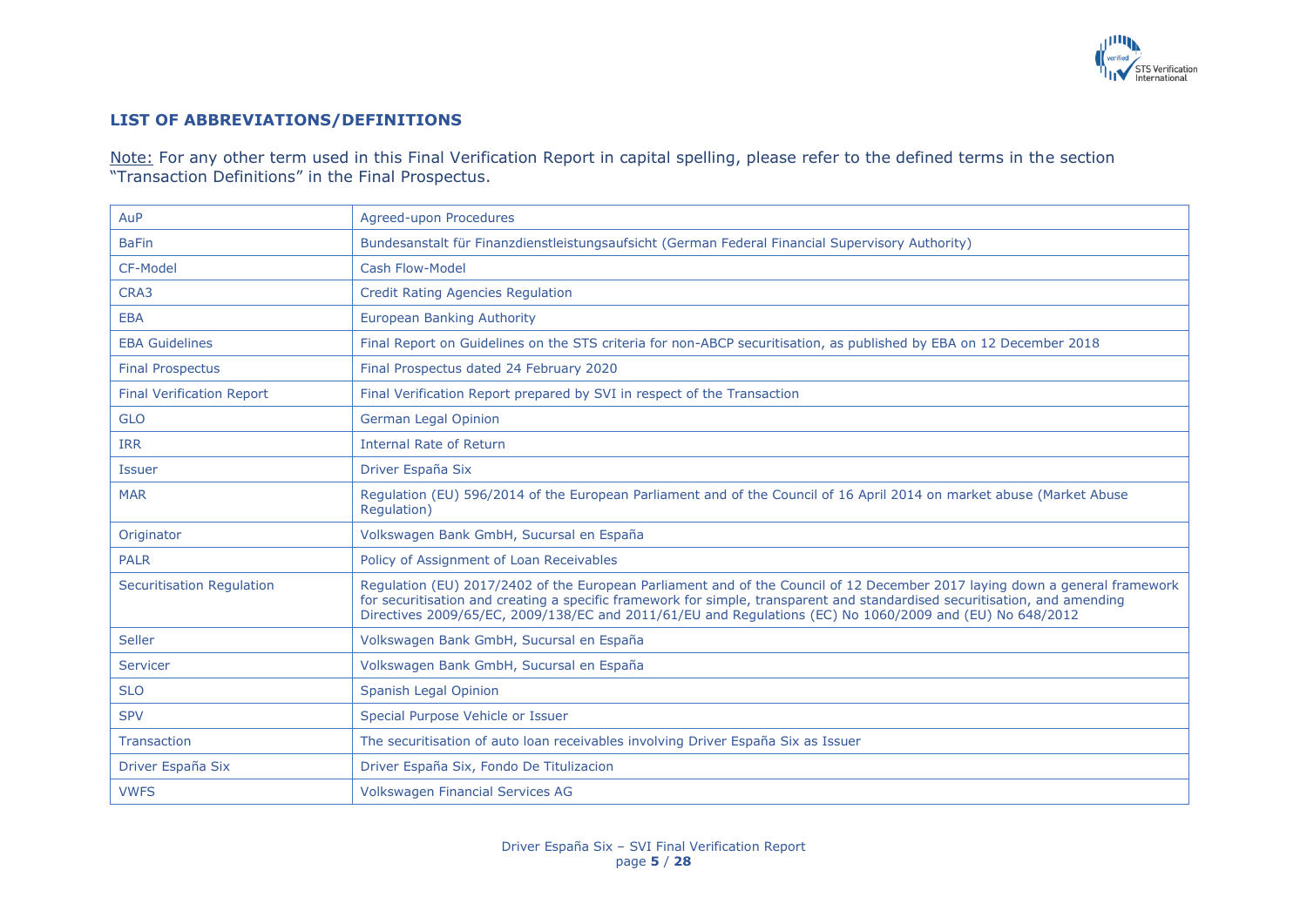## LIST OF ABBREVIATIONS/DEFINITIONS

Note: For any other term used in this Final Verification Report in capital spelling, please refer to the defined terms in the section "Transaction Definitions" in the Final Prospectus.

| | |
|---|---|
| AuP | Agreed-upon Procedures |
| BaFin | Bundesanstalt für Finanzdienstleistungsaufsicht (German Federal Financial Supervisory Authority) |
| CF-Model | Cash Flow-Model |
| CRA3 | Credit Rating Agencies Regulation |
| EBA | European Banking Authority |
| EBA Guidelines | Final Report on Guidelines on the STS criteria for non-ABCP securitisation, as published by EBA on 12 December 2018 |
| Final Prospectus | Final Prospectus dated 24 February 2020 |
| Final Verification Report | Final Verification Report prepared by SVI in respect of the Transaction |
| GLO | German Legal Opinion |
| IRR | Internal Rate of Return |
| Issuer | Driver España Six |
| MAR | Regulation (EU) 596/2014 of the European Parliament and of the Council of 16 April 2014 on market abuse (Market Abuse Regulation) |
| Originator | Volkswagen Bank GmbH, Sucursal en España |
| PALR | Policy of Assignment of Loan Receivables |
| Securitisation Regulation | Regulation (EU) 2017/2402 of the European Parliament and of the Council of 12 December 2017 laying down a general framework for securitisation and creating a specific framework for simple, transparent and standardised securitisation, and amending Directives 2009/65/EC, 2009/138/EC and 2011/61/EU and Regulations (EC) No 1060/2009 and (EU) No 648/2012 |
| Seller | Volkswagen Bank GmbH, Sucursal en España |
| Servicer | Volkswagen Bank GmbH, Sucursal en España |
| SLO | Spanish Legal Opinion |
| SPV | Special Purpose Vehicle or Issuer |
| Transaction | The securitisation of auto loan receivables involving Driver España Six as Issuer |
| Driver España Six | Driver España Six, Fondo De Titulizacion |
| VWFS | Volkswagen Financial Services AG |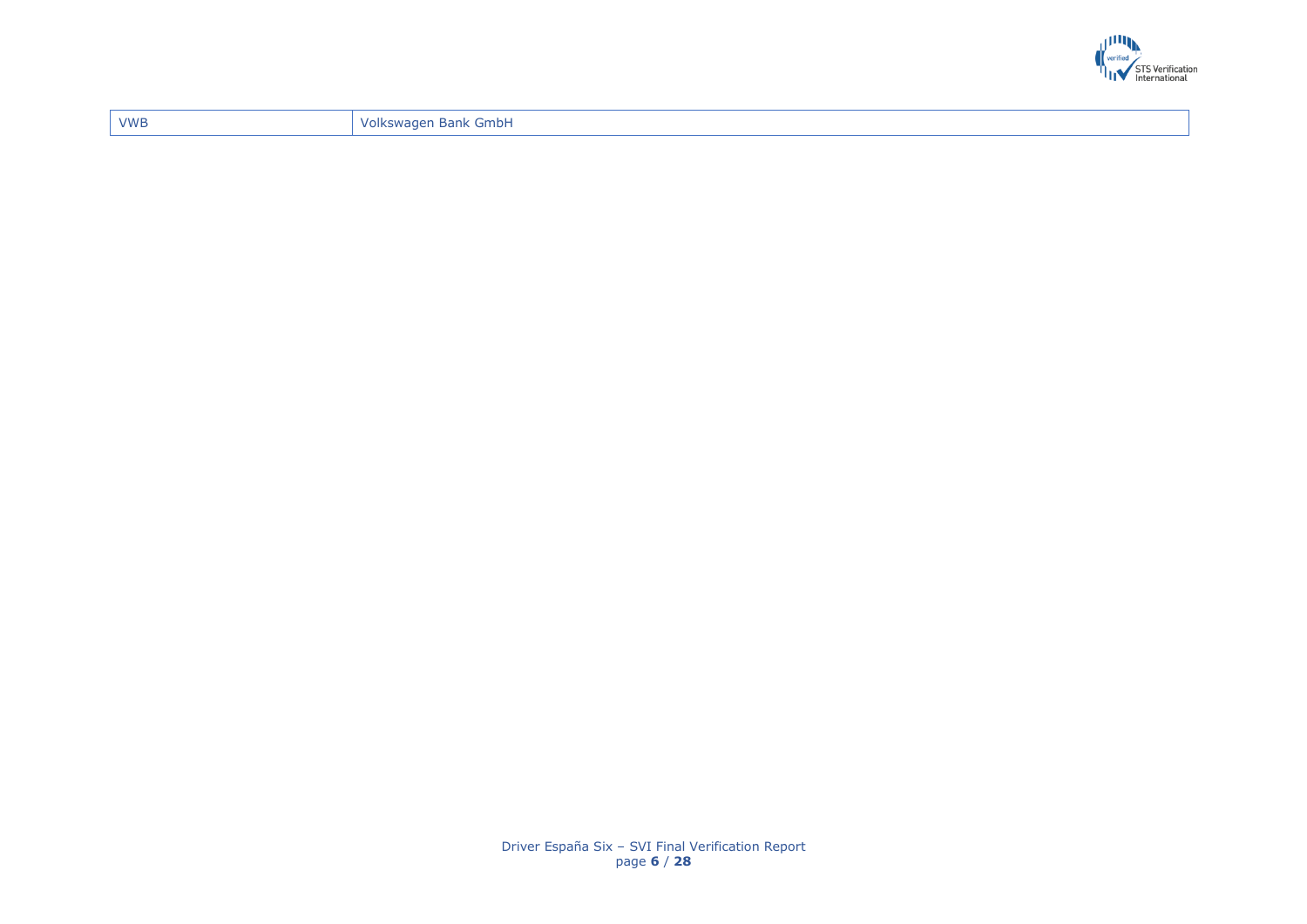| VWB | Volkswagen Bank GmbH |
| --- | --- |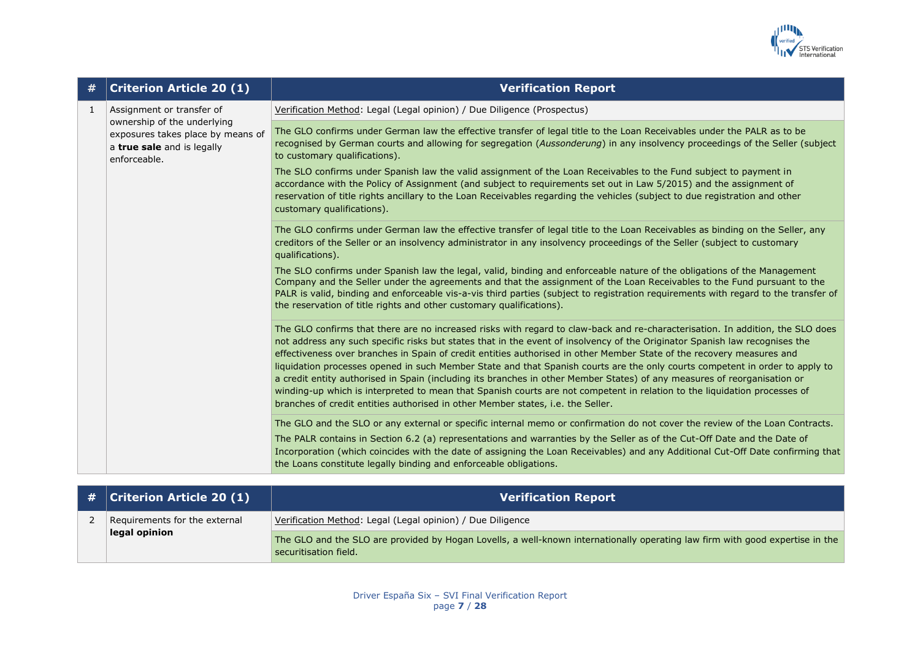| # | Criterion Article 20 (1) | Verification Report |
|---|---|---|
| 1 | Assignment or transfer of ownership of the underlying exposures takes place by means of a **true sale** and is legally enforceable. | Verification Method: Legal (Legal opinion) / Due Diligence (Prospectus) |
| | | The GLO confirms under German law the effective transfer of legal title to the Loan Receivables under the PALR as to be recognised by German courts and allowing for segregation (*Aussonderung*) in any insolvency proceedings of the Seller (subject to customary qualifications).<br><br>The SLO confirms under Spanish law the valid assignment of the Loan Receivables to the Fund subject to payment in accordance with the Policy of Assignment (and subject to requirements set out in Law 5/2015) and the assignment of reservation of title rights ancillary to the Loan Receivables regarding the vehicles (subject to due registration and other customary qualifications). |
| | | The GLO confirms under German law the effective transfer of legal title to the Loan Receivables as binding on the Seller, any creditors of the Seller or an insolvency administrator in any insolvency proceedings of the Seller (subject to customary qualifications).<br><br>The SLO confirms under Spanish law the legal, valid, binding and enforceable nature of the obligations of the Management Company and the Seller under the agreements and that the assignment of the Loan Receivables to the Fund pursuant to the PALR is valid, binding and enforceable vis-a-vis third parties (subject to registration requirements with regard to the transfer of the reservation of title rights and other customary qualifications). |
| | | The GLO confirms that there are no increased risks with regard to claw-back and re-characterisation. In addition, the SLO does not address any such specific risks but states that in the event of insolvency of the Originator Spanish law recognises the effectiveness over branches in Spain of credit entities authorised in other Member State of the recovery measures and liquidation processes opened in such Member State and that Spanish courts are the only courts competent in order to apply to a credit entity authorised in Spain (including its branches in other Member States) of any measures of reorganisation or winding-up which is interpreted to mean that Spanish courts are not competent in relation to the liquidation processes of branches of credit entities authorised in other Member states, i.e. the Seller. |
| | | The GLO and the SLO or any external or specific internal memo or confirmation do not cover the review of the Loan Contracts.<br><br>The PALR contains in Section 6.2 (a) representations and warranties by the Seller as of the Cut-Off Date and the Date of Incorporation (which coincides with the date of assigning the Loan Receivables) and any Additional Cut-Off Date confirming that the Loans constitute legally binding and enforceable obligations. |

| # | Criterion Article 20 (1) | Verification Report |
|---|---|---|
| 2 | Requirements for the external **legal opinion** | Verification Method: Legal (Legal opinion) / Due Diligence |
| | | The GLO and the SLO are provided by Hogan Lovells, a well-known internationally operating law firm with good expertise in the securitisation field. |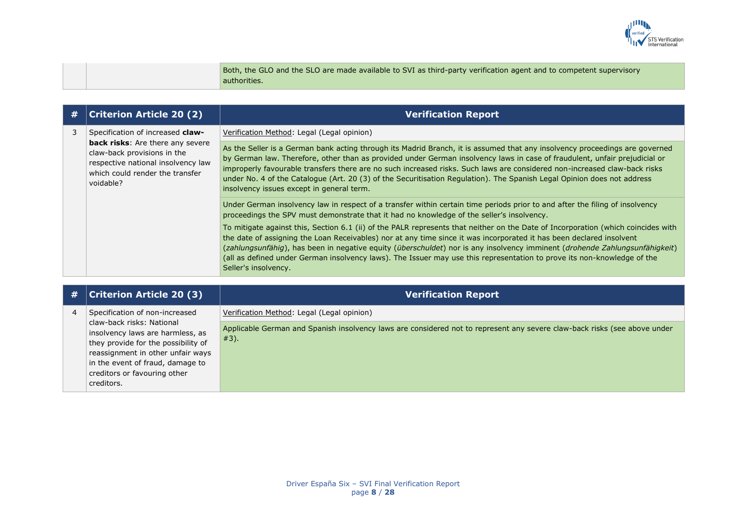| | | |
|---|---|---|
| | | Both, the GLO and the SLO are made available to SVI as third-party verification agent and to competent supervisory authorities. |

| # | Criterion Article 20 (2) | Verification Report |
|---|---|---|
| 3 | Specification of increased **claw-back risks**: Are there any severe claw-back provisions in the respective national insolvency law which could render the transfer voidable? | Verification Method: Legal (Legal opinion) |
| | | As the Seller is a German bank acting through its Madrid Branch, it is assumed that any insolvency proceedings are governed by German law. Therefore, other than as provided under German insolvency laws in case of fraudulent, unfair prejudicial or improperly favourable transfers there are no such increased risks. Such laws are considered non-increased claw-back risks under No. 4 of the Catalogue (Art. 20 (3) of the Securitisation Regulation). The Spanish Legal Opinion does not address insolvency issues except in general term. |
| | | Under German insolvency law in respect of a transfer within certain time periods prior to and after the filing of insolvency proceedings the SPV must demonstrate that it had no knowledge of the seller's insolvency.<br><br>To mitigate against this, Section 6.1 (ii) of the PALR represents that neither on the Date of Incorporation (which coincides with the date of assigning the Loan Receivables) nor at any time since it was incorporated it has been declared insolvent (*zahlungsunfähig*), has been in negative equity (*überschuldet*) nor is any insolvency imminent (*drohende Zahlungsunfähigkeit*) (all as defined under German insolvency laws). The Issuer may use this representation to prove its non-knowledge of the Seller's insolvency. |

| # | Criterion Article 20 (3) | Verification Report |
|---|---|---|
| 4 | Specification of non-increased claw-back risks: National insolvency laws are harmless, as they provide for the possibility of reassignment in other unfair ways in the event of fraud, damage to creditors or favouring other creditors. | Verification Method: Legal (Legal opinion) |
| | | Applicable German and Spanish insolvency laws are considered not to represent any severe claw-back risks (see above under #3). |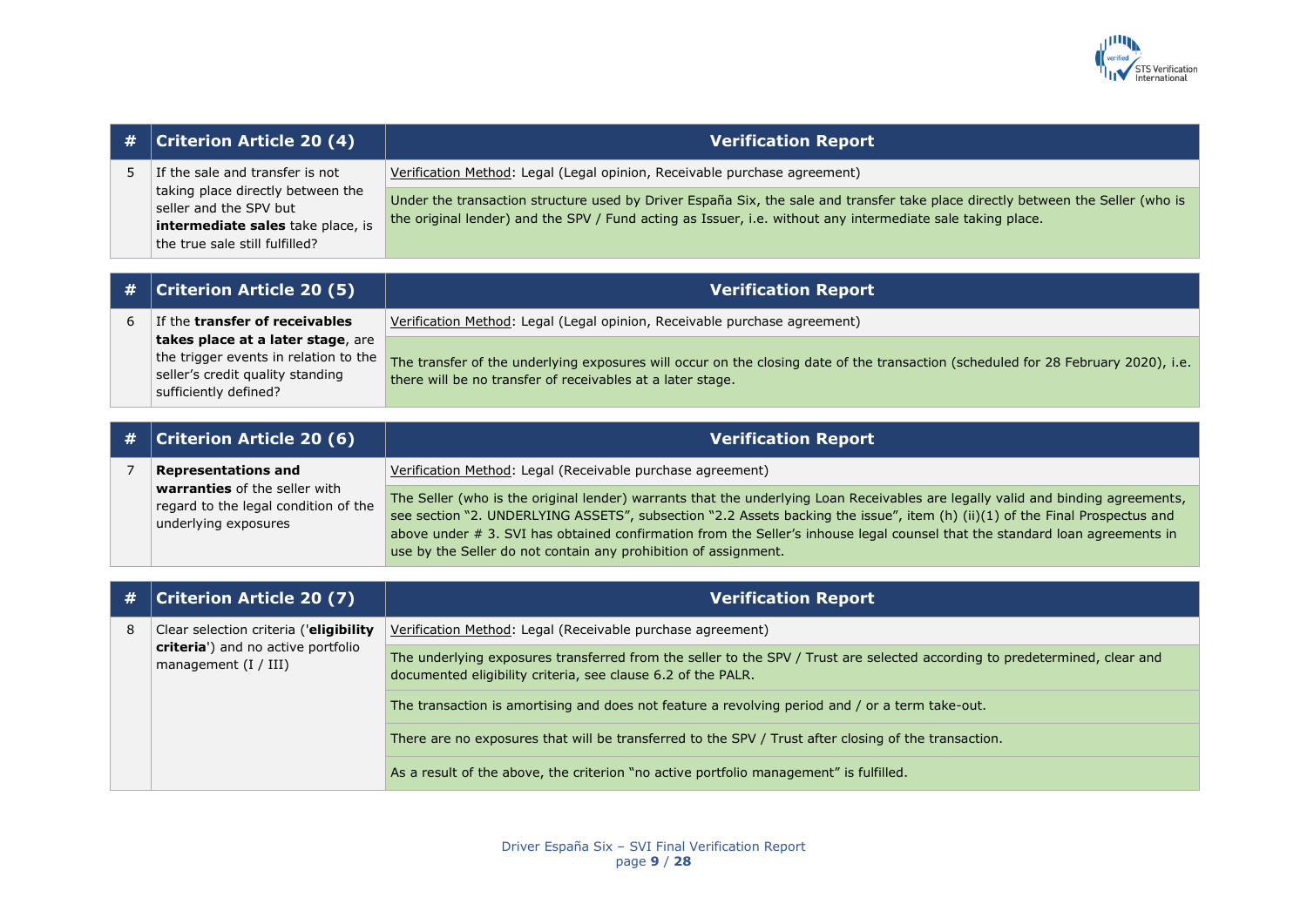| # | Criterion Article 20 (4) | Verification Report |
|---|---|---|
| 5 | If the sale and transfer is not taking place directly between the seller and the SPV but **intermediate sales** take place, is the true sale still fulfilled? | Verification Method: Legal (Legal opinion, Receivable purchase agreement) |
| | | Under the transaction structure used by Driver España Six, the sale and transfer take place directly between the Seller (who is the original lender) and the SPV / Fund acting as Issuer, i.e. without any intermediate sale taking place. |

| # | Criterion Article 20 (5) | Verification Report |
|---|---|---|
| 6 | If the **transfer of receivables takes place at a later stage**, are the trigger events in relation to the seller's credit quality standing sufficiently defined? | Verification Method: Legal (Legal opinion, Receivable purchase agreement) |
| | | The transfer of the underlying exposures will occur on the closing date of the transaction (scheduled for 28 February 2020), i.e. there will be no transfer of receivables at a later stage. |

| # | Criterion Article 20 (6) | Verification Report |
|---|---|---|
| 7 | **Representations and warranties** of the seller with regard to the legal condition of the underlying exposures | Verification Method: Legal (Receivable purchase agreement) |
| | | The Seller (who is the original lender) warrants that the underlying Loan Receivables are legally valid and binding agreements, see section "2. UNDERLYING ASSETS", subsection "2.2 Assets backing the issue", item (h) (ii)(1) of the Final Prospectus and above under # 3. SVI has obtained confirmation from the Seller's inhouse legal counsel that the standard loan agreements in use by the Seller do not contain any prohibition of assignment. |

| # | Criterion Article 20 (7) | Verification Report |
|---|---|---|
| 8 | Clear selection criteria ('**eligibility criteria**') and no active portfolio management (I / III) | Verification Method: Legal (Receivable purchase agreement) |
| | | The underlying exposures transferred from the seller to the SPV / Trust are selected according to predetermined, clear and documented eligibility criteria, see clause 6.2 of the PALR. |
| | | The transaction is amortising and does not feature a revolving period and / or a term take-out. |
| | | There are no exposures that will be transferred to the SPV / Trust after closing of the transaction. |
| | | As a result of the above, the criterion "no active portfolio management" is fulfilled. |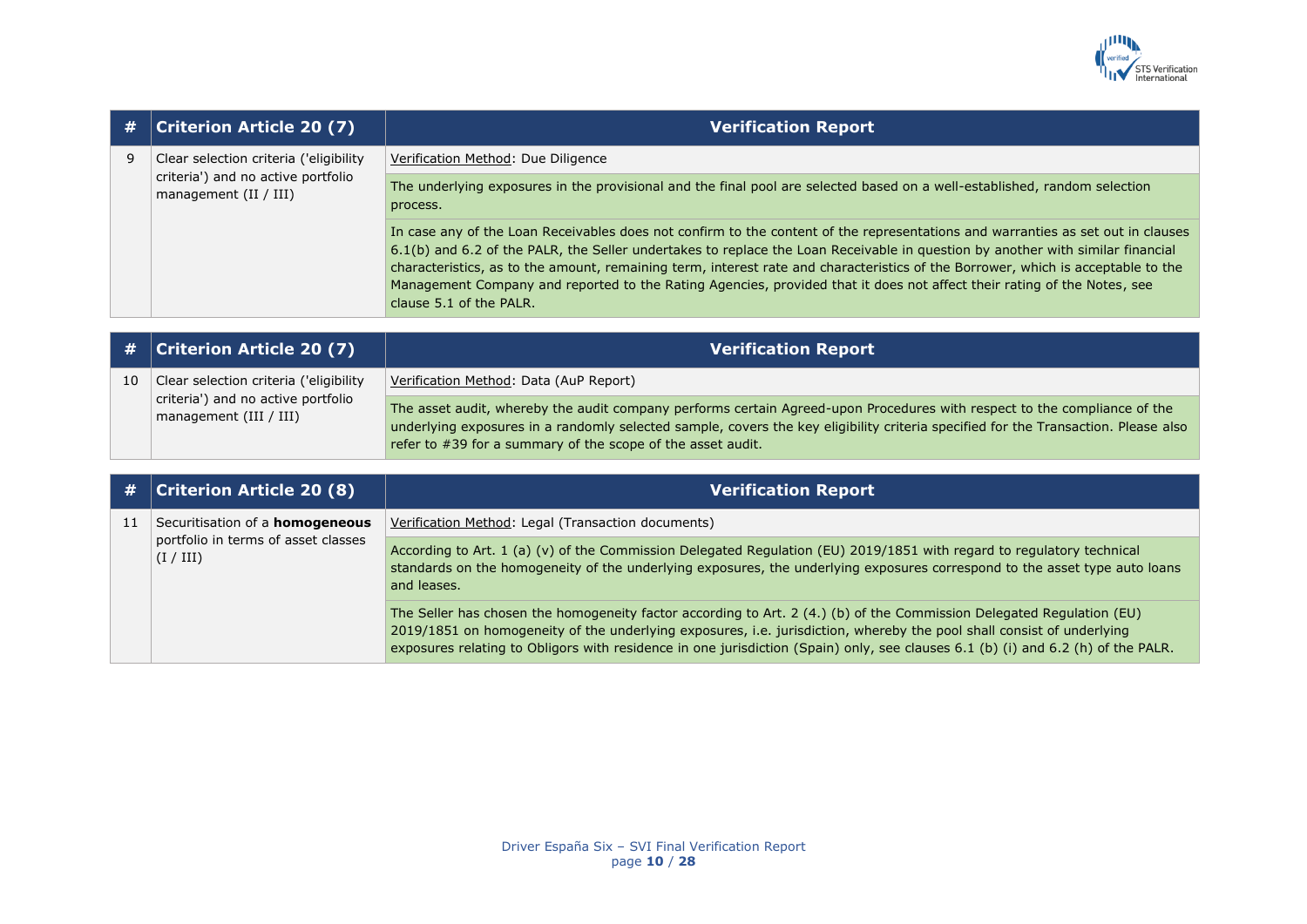| # | Criterion Article 20 (7) | Verification Report |
|---|---|---|
| 9 | Clear selection criteria ('eligibility criteria') and no active portfolio management (II / III) | Verification Method: Due Diligence |
| | | The underlying exposures in the provisional and the final pool are selected based on a well-established, random selection process. |
| | | In case any of the Loan Receivables does not confirm to the content of the representations and warranties as set out in clauses 6.1(b) and 6.2 of the PALR, the Seller undertakes to replace the Loan Receivable in question by another with similar financial characteristics, as to the amount, remaining term, interest rate and characteristics of the Borrower, which is acceptable to the Management Company and reported to the Rating Agencies, provided that it does not affect their rating of the Notes, see clause 5.1 of the PALR. |

| # | Criterion Article 20 (7) | Verification Report |
|---|---|---|
| 10 | Clear selection criteria ('eligibility criteria') and no active portfolio management (III / III) | Verification Method: Data (AuP Report) |
| | | The asset audit, whereby the audit company performs certain Agreed-upon Procedures with respect to the compliance of the underlying exposures in a randomly selected sample, covers the key eligibility criteria specified for the Transaction. Please also refer to #39 for a summary of the scope of the asset audit. |

| # | Criterion Article 20 (8) | Verification Report |
|---|---|---|
| 11 | Securitisation of a **homogeneous** portfolio in terms of asset classes (I / III) | Verification Method: Legal (Transaction documents) |
| | | According to Art. 1 (a) (v) of the Commission Delegated Regulation (EU) 2019/1851 with regard to regulatory technical standards on the homogeneity of the underlying exposures, the underlying exposures correspond to the asset type auto loans and leases. |
| | | The Seller has chosen the homogeneity factor according to Art. 2 (4.) (b) of the Commission Delegated Regulation (EU) 2019/1851 on homogeneity of the underlying exposures, i.e. jurisdiction, whereby the pool shall consist of underlying exposures relating to Obligors with residence in one jurisdiction (Spain) only, see clauses 6.1 (b) (i) and 6.2 (h) of the PALR. |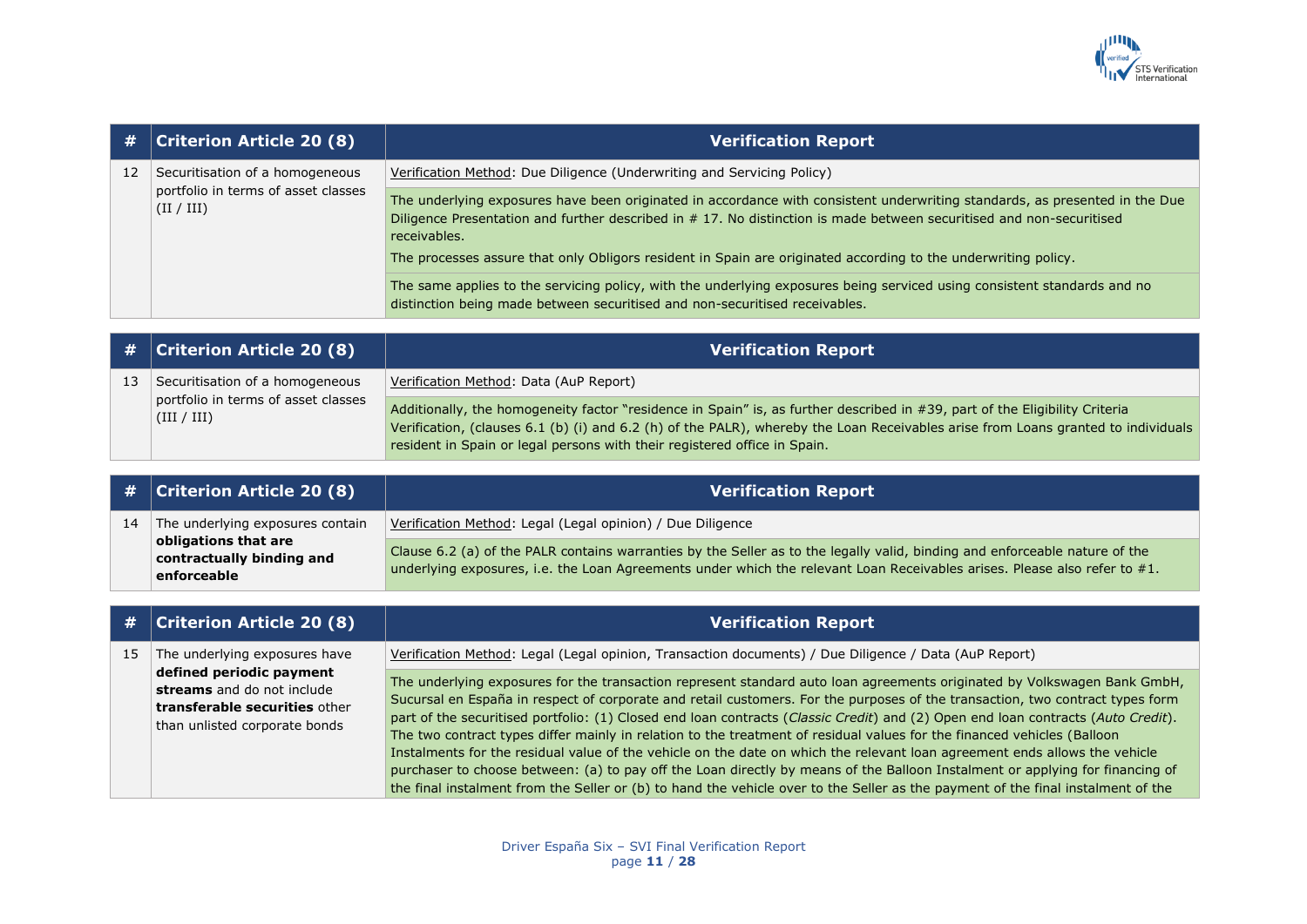| # | Criterion Article 20 (8) | Verification Report |
|---|---|---|
| 12 | Securitisation of a homogeneous portfolio in terms of asset classes (II / III) | Verification Method: Due Diligence (Underwriting and Servicing Policy) |
| | | The underlying exposures have been originated in accordance with consistent underwriting standards, as presented in the Due Diligence Presentation and further described in # 17. No distinction is made between securitised and non-securitised receivables.<br><br>The processes assure that only Obligors resident in Spain are originated according to the underwriting policy. |
| | | The same applies to the servicing policy, with the underlying exposures being serviced using consistent standards and no distinction being made between securitised and non-securitised receivables. |

| # | Criterion Article 20 (8) | Verification Report |
|---|---|---|
| 13 | Securitisation of a homogeneous portfolio in terms of asset classes (III / III) | Verification Method: Data (AuP Report) |
| | | Additionally, the homogeneity factor "residence in Spain" is, as further described in #39, part of the Eligibility Criteria Verification, (clauses 6.1 (b) (i) and 6.2 (h) of the PALR), whereby the Loan Receivables arise from Loans granted to individuals resident in Spain or legal persons with their registered office in Spain. |

| # | Criterion Article 20 (8) | Verification Report |
|---|---|---|
| 14 | The underlying exposures contain **obligations that are contractually binding and enforceable** | Verification Method: Legal (Legal opinion) / Due Diligence |
| | | Clause 6.2 (a) of the PALR contains warranties by the Seller as to the legally valid, binding and enforceable nature of the underlying exposures, i.e. the Loan Agreements under which the relevant Loan Receivables arises. Please also refer to #1. |

| # | Criterion Article 20 (8) | Verification Report |
|---|---|---|
| 15 | The underlying exposures have **defined periodic payment streams** and do not include **transferable securities** other than unlisted corporate bonds | Verification Method: Legal (Legal opinion, Transaction documents) / Due Diligence / Data (AuP Report) |
| | | The underlying exposures for the transaction represent standard auto loan agreements originated by Volkswagen Bank GmbH, Sucursal en España in respect of corporate and retail customers. For the purposes of the transaction, two contract types form part of the securitised portfolio: (1) Closed end loan contracts (*Classic Credit*) and (2) Open end loan contracts (*Auto Credit*). The two contract types differ mainly in relation to the treatment of residual values for the financed vehicles (Balloon Instalments for the residual value of the vehicle on the date on which the relevant loan agreement ends allows the vehicle purchaser to choose between: (a) to pay off the Loan directly by means of the Balloon Instalment or applying for financing of the final instalment from the Seller or (b) to hand the vehicle over to the Seller as the payment of the final instalment of the |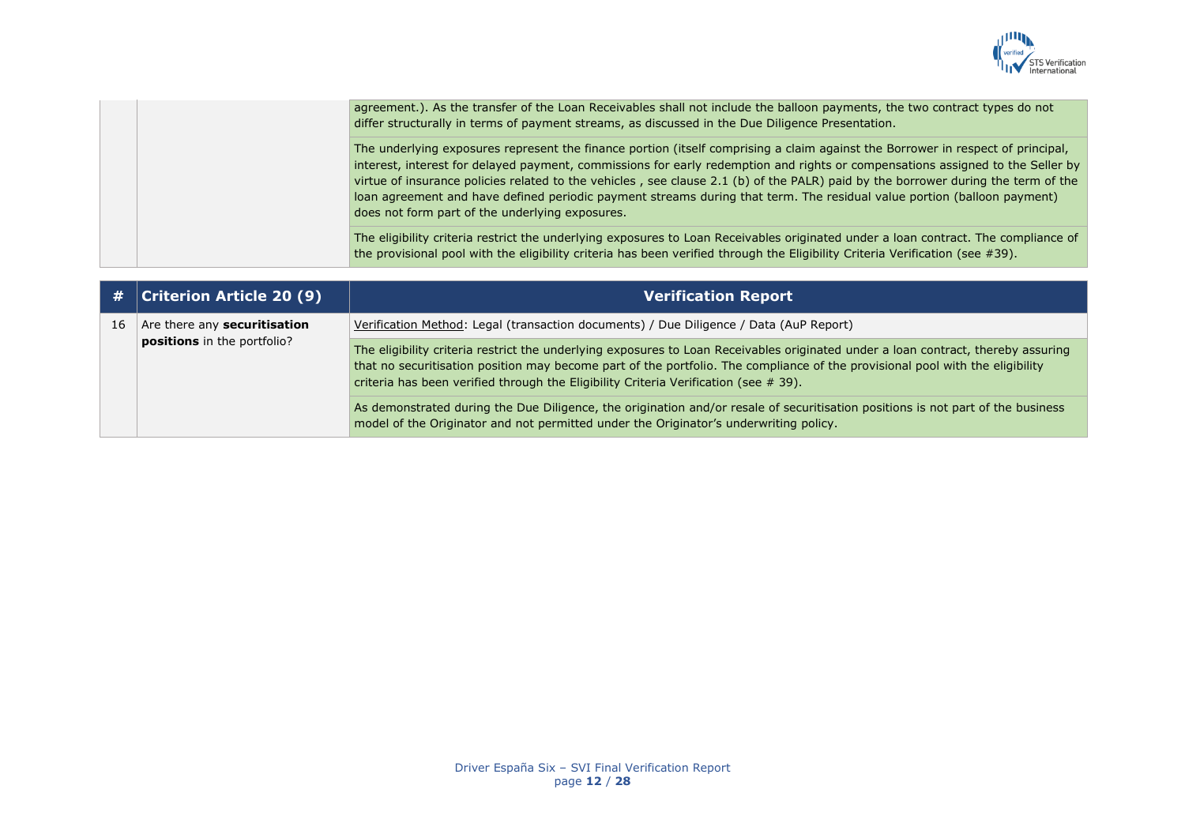| | | |
|---|---|---|
| | | agreement.). As the transfer of the Loan Receivables shall not include the balloon payments, the two contract types do not differ structurally in terms of payment streams, as discussed in the Due Diligence Presentation. |
| | | The underlying exposures represent the finance portion (itself comprising a claim against the Borrower in respect of principal, interest, interest for delayed payment, commissions for early redemption and rights or compensations assigned to the Seller by virtue of insurance policies related to the vehicles , see clause 2.1 (b) of the PALR) paid by the borrower during the term of the loan agreement and have defined periodic payment streams during that term. The residual value portion (balloon payment) does not form part of the underlying exposures. |
| | | The eligibility criteria restrict the underlying exposures to Loan Receivables originated under a loan contract. The compliance of the provisional pool with the eligibility criteria has been verified through the Eligibility Criteria Verification (see #39). |

| # | Criterion Article 20 (9) | Verification Report |
|---|---|---|
| 16 | Are there any **securitisation positions** in the portfolio? | Verification Method: Legal (transaction documents) / Due Diligence / Data (AuP Report) |
| | | The eligibility criteria restrict the underlying exposures to Loan Receivables originated under a loan contract, thereby assuring that no securitisation position may become part of the portfolio. The compliance of the provisional pool with the eligibility criteria has been verified through the Eligibility Criteria Verification (see # 39). |
| | | As demonstrated during the Due Diligence, the origination and/or resale of securitisation positions is not part of the business model of the Originator and not permitted under the Originator's underwriting policy. |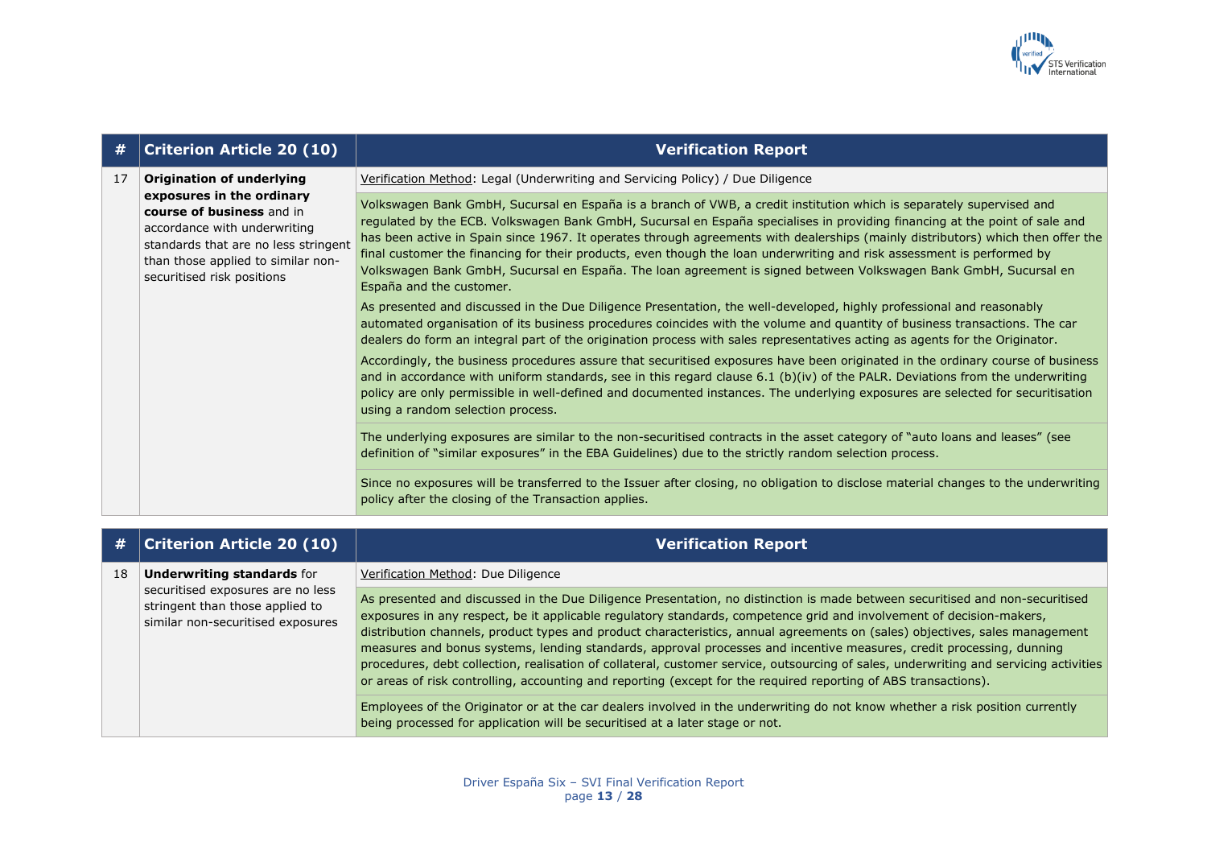| # | Criterion Article 20 (10) | Verification Report |
|---|---|---|
| 17 | **Origination of underlying exposures in the ordinary course of business** and in accordance with underwriting standards that are no less stringent than those applied to similar non-securitised risk positions | Verification Method: Legal (Underwriting and Servicing Policy) / Due Diligence |
| | | Volkswagen Bank GmbH, Sucursal en España is a branch of VWB, a credit institution which is separately supervised and regulated by the ECB. Volkswagen Bank GmbH, Sucursal en España specialises in providing financing at the point of sale and has been active in Spain since 1967. It operates through agreements with dealerships (mainly distributors) which then offer the final customer the financing for their products, even though the loan underwriting and risk assessment is performed by Volkswagen Bank GmbH, Sucursal en España. The loan agreement is signed between Volkswagen Bank GmbH, Sucursal en España and the customer.<br>As presented and discussed in the Due Diligence Presentation, the well-developed, highly professional and reasonably automated organisation of its business procedures coincides with the volume and quantity of business transactions. The car dealers do form an integral part of the origination process with sales representatives acting as agents for the Originator.<br>Accordingly, the business procedures assure that securitised exposures have been originated in the ordinary course of business and in accordance with uniform standards, see in this regard clause 6.1 (b)(iv) of the PALR. Deviations from the underwriting policy are only permissible in well-defined and documented instances. The underlying exposures are selected for securitisation using a random selection process. |
| | | The underlying exposures are similar to the non-securitised contracts in the asset category of "auto loans and leases" (see definition of "similar exposures" in the EBA Guidelines) due to the strictly random selection process. |
| | | Since no exposures will be transferred to the Issuer after closing, no obligation to disclose material changes to the underwriting policy after the closing of the Transaction applies. |

| # | Criterion Article 20 (10) | Verification Report |
|---|---|---|
| 18 | **Underwriting standards** for securitised exposures are no less stringent than those applied to similar non-securitised exposures | Verification Method: Due Diligence |
| | | As presented and discussed in the Due Diligence Presentation, no distinction is made between securitised and non-securitised exposures in any respect, be it applicable regulatory standards, competence grid and involvement of decision-makers, distribution channels, product types and product characteristics, annual agreements on (sales) objectives, sales management measures and bonus systems, lending standards, approval processes and incentive measures, credit processing, dunning procedures, debt collection, realisation of collateral, customer service, outsourcing of sales, underwriting and servicing activities or areas of risk controlling, accounting and reporting (except for the required reporting of ABS transactions). |
| | | Employees of the Originator or at the car dealers involved in the underwriting do not know whether a risk position currently being processed for application will be securitised at a later stage or not. |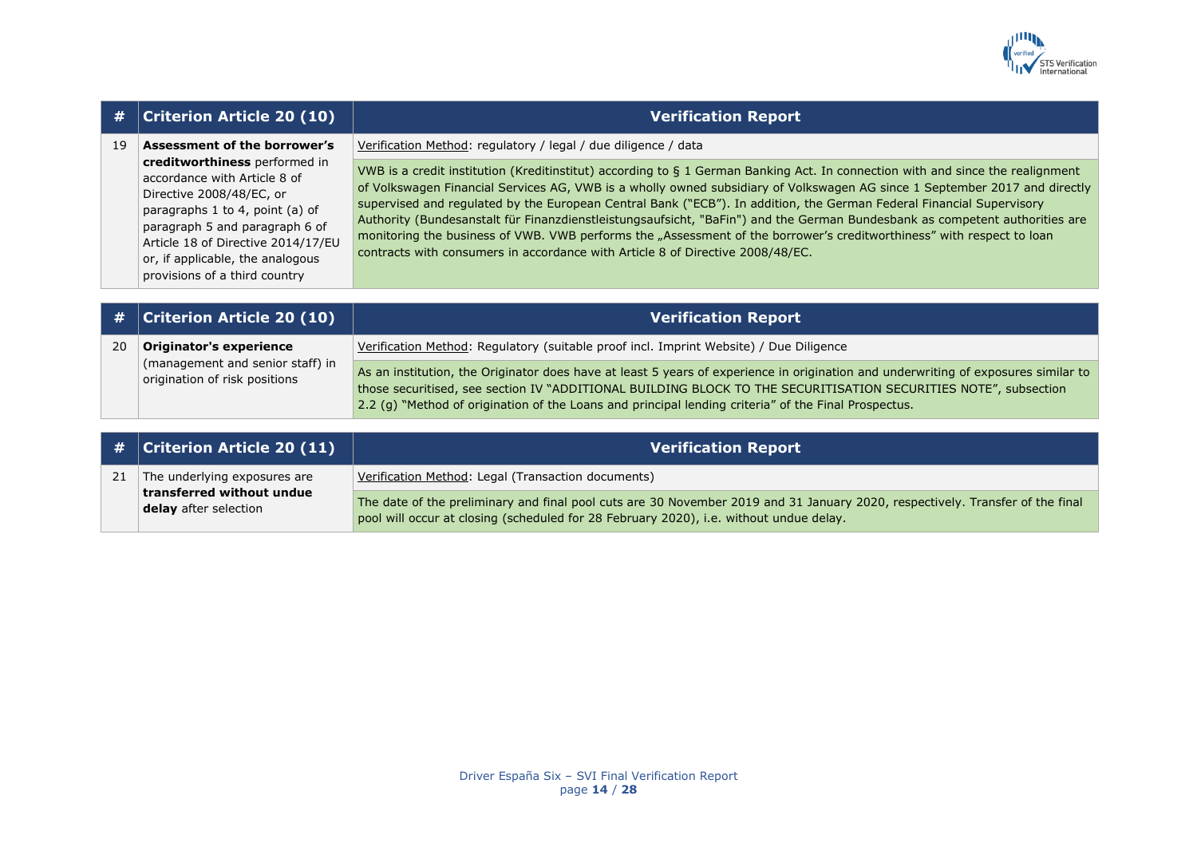| # | Criterion Article 20 (10) | Verification Report |
|---|---|---|
| 19 | **Assessment of the borrower's creditworthiness** performed in accordance with Article 8 of Directive 2008/48/EC, or paragraphs 1 to 4, point (a) of paragraph 5 and paragraph 6 of Article 18 of Directive 2014/17/EU or, if applicable, the analogous provisions of a third country | Verification Method: regulatory / legal / due diligence / data<br><br>VWB is a credit institution (Kreditinstitut) according to § 1 German Banking Act. In connection with and since the realignment of Volkswagen Financial Services AG, VWB is a wholly owned subsidiary of Volkswagen AG since 1 September 2017 and directly supervised and regulated by the European Central Bank ("ECB"). In addition, the German Federal Financial Supervisory Authority (Bundesanstalt für Finanzdienstleistungsaufsicht, "BaFin") and the German Bundesbank as competent authorities are monitoring the business of VWB. VWB performs the „Assessment of the borrower's creditworthiness" with respect to loan contracts with consumers in accordance with Article 8 of Directive 2008/48/EC. |

| # | Criterion Article 20 (10) | Verification Report |
|---|---|---|
| 20 | **Originator's experience** (management and senior staff) in origination of risk positions | Verification Method: Regulatory (suitable proof incl. Imprint Website) / Due Diligence<br><br>As an institution, the Originator does have at least 5 years of experience in origination and underwriting of exposures similar to those securitised, see section IV "ADDITIONAL BUILDING BLOCK TO THE SECURITISATION SECURITIES NOTE", subsection 2.2 (g) "Method of origination of the Loans and principal lending criteria" of the Final Prospectus. |

| # | Criterion Article 20 (11) | Verification Report |
|---|---|---|
| 21 | The underlying exposures are **transferred without undue delay** after selection | Verification Method: Legal (Transaction documents)<br><br>The date of the preliminary and final pool cuts are 30 November 2019 and 31 January 2020, respectively. Transfer of the final pool will occur at closing (scheduled for 28 February 2020), i.e. without undue delay. |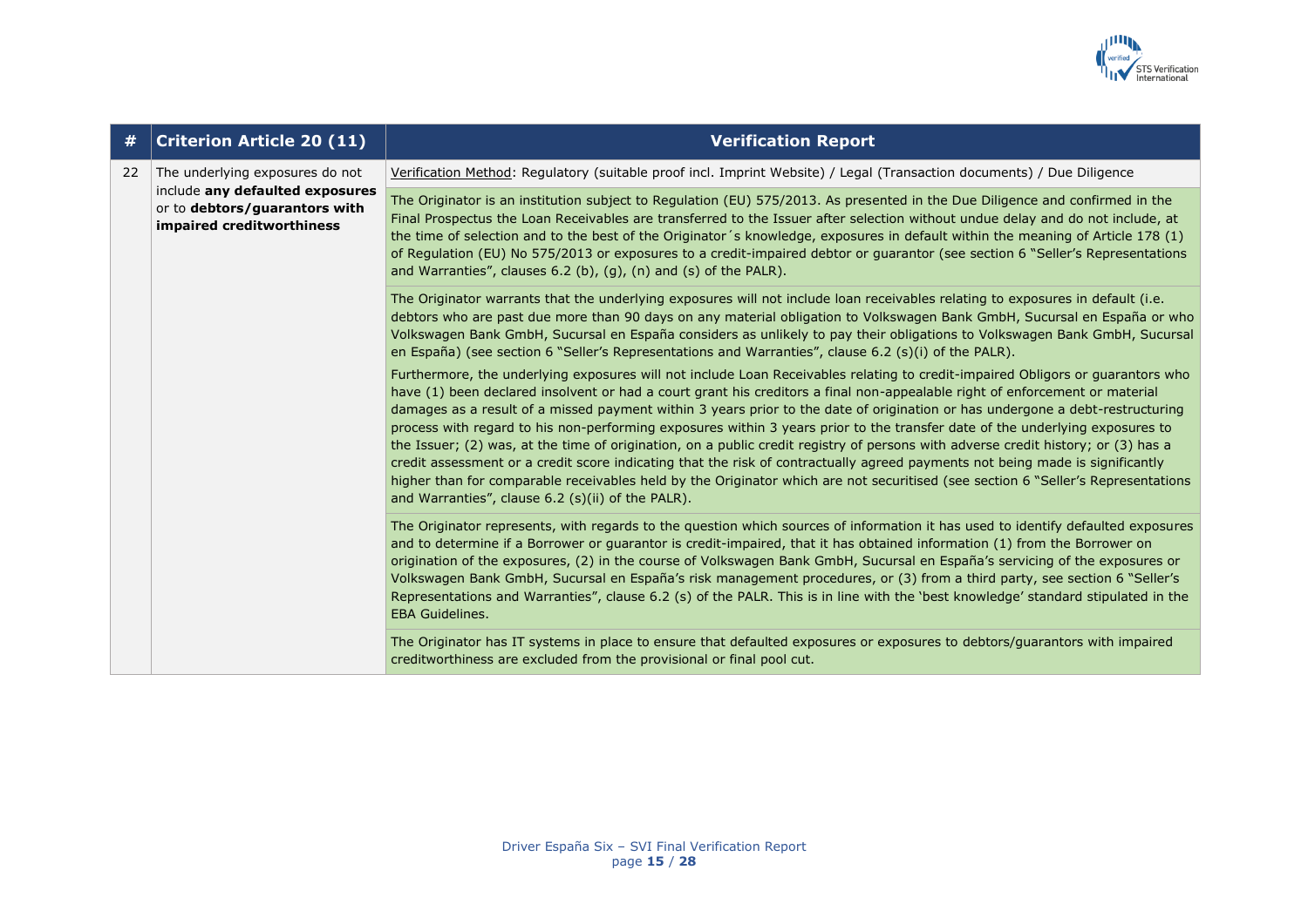| # | Criterion Article 20 (11) | Verification Report |
|---|---|---|
| 22 | The underlying exposures do not include **any defaulted exposures** or to **debtors/guarantors with impaired creditworthiness** | Verification Method: Regulatory (suitable proof incl. Imprint Website) / Legal (Transaction documents) / Due Diligence |
| | | The Originator is an institution subject to Regulation (EU) 575/2013. As presented in the Due Diligence and confirmed in the Final Prospectus the Loan Receivables are transferred to the Issuer after selection without undue delay and do not include, at the time of selection and to the best of the Originator´s knowledge, exposures in default within the meaning of Article 178 (1) of Regulation (EU) No 575/2013 or exposures to a credit-impaired debtor or guarantor (see section 6 "Seller's Representations and Warranties", clauses 6.2 (b), (g), (n) and (s) of the PALR). |
| | | The Originator warrants that the underlying exposures will not include loan receivables relating to exposures in default (i.e. debtors who are past due more than 90 days on any material obligation to Volkswagen Bank GmbH, Sucursal en España or who Volkswagen Bank GmbH, Sucursal en España considers as unlikely to pay their obligations to Volkswagen Bank GmbH, Sucursal en España) (see section 6 "Seller's Representations and Warranties", clause 6.2 (s)(i) of the PALR).<br><br>Furthermore, the underlying exposures will not include Loan Receivables relating to credit-impaired Obligors or guarantors who have (1) been declared insolvent or had a court grant his creditors a final non-appealable right of enforcement or material damages as a result of a missed payment within 3 years prior to the date of origination or has undergone a debt-restructuring process with regard to his non-performing exposures within 3 years prior to the transfer date of the underlying exposures to the Issuer; (2) was, at the time of origination, on a public credit registry of persons with adverse credit history; or (3) has a credit assessment or a credit score indicating that the risk of contractually agreed payments not being made is significantly higher than for comparable receivables held by the Originator which are not securitised (see section 6 "Seller's Representations and Warranties", clause 6.2 (s)(ii) of the PALR). |
| | | The Originator represents, with regards to the question which sources of information it has used to identify defaulted exposures and to determine if a Borrower or guarantor is credit-impaired, that it has obtained information (1) from the Borrower on origination of the exposures, (2) in the course of Volkswagen Bank GmbH, Sucursal en España's servicing of the exposures or Volkswagen Bank GmbH, Sucursal en España's risk management procedures, or (3) from a third party, see section 6 "Seller's Representations and Warranties", clause 6.2 (s) of the PALR. This is in line with the 'best knowledge' standard stipulated in the EBA Guidelines. |
| | | The Originator has IT systems in place to ensure that defaulted exposures or exposures to debtors/guarantors with impaired creditworthiness are excluded from the provisional or final pool cut. |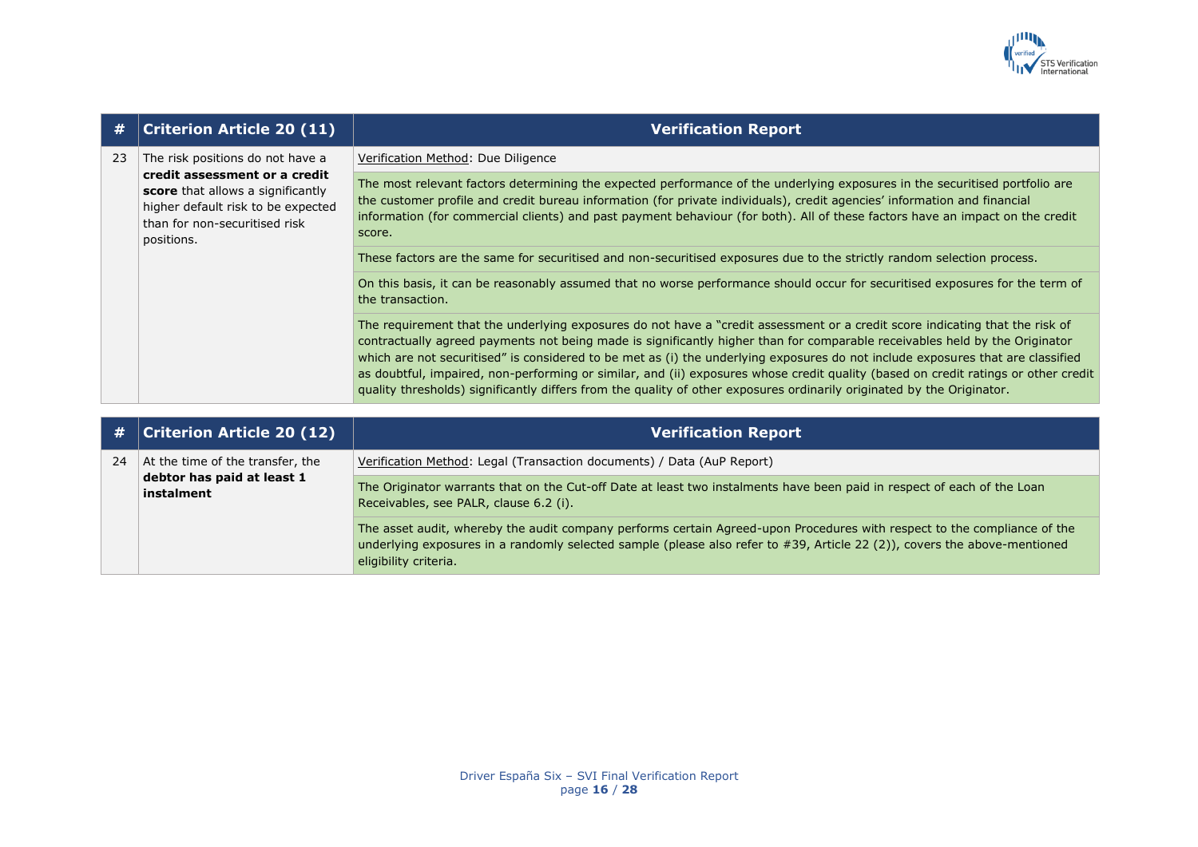| # | Criterion Article 20 (11) | Verification Report |
|---|---|---|
| 23 | The risk positions do not have a **credit assessment or a credit score** that allows a significantly higher default risk to be expected than for non-securitised risk positions. | Verification Method: Due Diligence |
| | | The most relevant factors determining the expected performance of the underlying exposures in the securitised portfolio are the customer profile and credit bureau information (for private individuals), credit agencies' information and financial information (for commercial clients) and past payment behaviour (for both). All of these factors have an impact on the credit score. |
| | | These factors are the same for securitised and non-securitised exposures due to the strictly random selection process. |
| | | On this basis, it can be reasonably assumed that no worse performance should occur for securitised exposures for the term of the transaction. |
| | | The requirement that the underlying exposures do not have a "credit assessment or a credit score indicating that the risk of contractually agreed payments not being made is significantly higher than for comparable receivables held by the Originator which are not securitised" is considered to be met as (i) the underlying exposures do not include exposures that are classified as doubtful, impaired, non-performing or similar, and (ii) exposures whose credit quality (based on credit ratings or other credit quality thresholds) significantly differs from the quality of other exposures ordinarily originated by the Originator. |

| # | Criterion Article 20 (12) | Verification Report |
|---|---|---|
| 24 | At the time of the transfer, the **debtor has paid at least 1 instalment** | Verification Method: Legal (Transaction documents) / Data (AuP Report) |
| | | The Originator warrants that on the Cut-off Date at least two instalments have been paid in respect of each of the Loan Receivables, see PALR, clause 6.2 (i). |
| | | The asset audit, whereby the audit company performs certain Agreed-upon Procedures with respect to the compliance of the underlying exposures in a randomly selected sample (please also refer to #39, Article 22 (2)), covers the above-mentioned eligibility criteria. |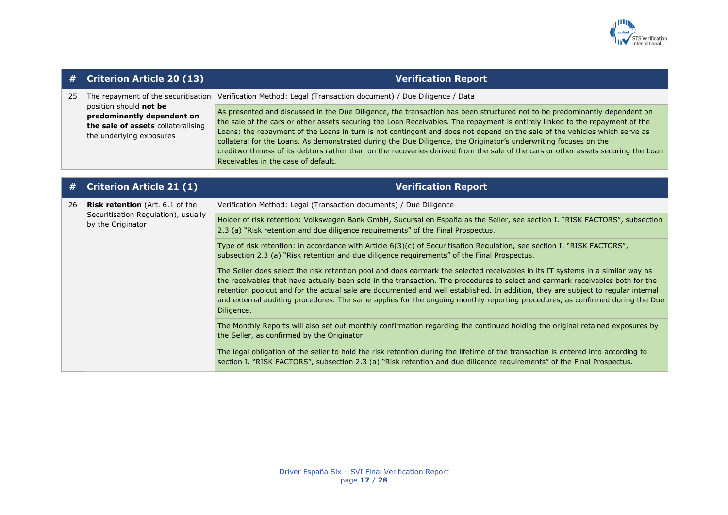| # | Criterion Article 20 (13) | Verification Report |
|---|---|---|
| 25 | The repayment of the securitisation position should **not be predominantly dependent on the sale of assets** collateralising the underlying exposures | Verification Method: Legal (Transaction document) / Due Diligence / Data |
| | | As presented and discussed in the Due Diligence, the transaction has been structured not to be predominantly dependent on the sale of the cars or other assets securing the Loan Receivables. The repayment is entirely linked to the repayment of the Loans; the repayment of the Loans in turn is not contingent and does not depend on the sale of the vehicles which serve as collateral for the Loans. As demonstrated during the Due Diligence, the Originator's underwriting focuses on the creditworthiness of its debtors rather than on the recoveries derived from the sale of the cars or other assets securing the Loan Receivables in the case of default. |

| # | Criterion Article 21 (1) | Verification Report |
|---|---|---|
| 26 | **Risk retention** (Art. 6.1 of the Securitisation Regulation), usually by the Originator | Verification Method: Legal (Transaction documents) / Due Diligence |
| | | Holder of risk retention: Volkswagen Bank GmbH, Sucursal en España as the Seller, see section I. "RISK FACTORS", subsection 2.3 (a) "Risk retention and due diligence requirements" of the Final Prospectus. |
| | | Type of risk retention: in accordance with Article 6(3)(c) of Securitisation Regulation, see section I. "RISK FACTORS", subsection 2.3 (a) "Risk retention and due diligence requirements" of the Final Prospectus. |
| | | The Seller does select the risk retention pool and does earmark the selected receivables in its IT systems in a similar way as the receivables that have actually been sold in the transaction. The procedures to select and earmark receivables both for the retention poolcut and for the actual sale are documented and well established. In addition, they are subject to regular internal and external auditing procedures. The same applies for the ongoing monthly reporting procedures, as confirmed during the Due Diligence. |
| | | The Monthly Reports will also set out monthly confirmation regarding the continued holding the original retained exposures by the Seller, as confirmed by the Originator. |
| | | The legal obligation of the seller to hold the risk retention during the lifetime of the transaction is entered into according to section I. "RISK FACTORS", subsection 2.3 (a) "Risk retention and due diligence requirements" of the Final Prospectus. |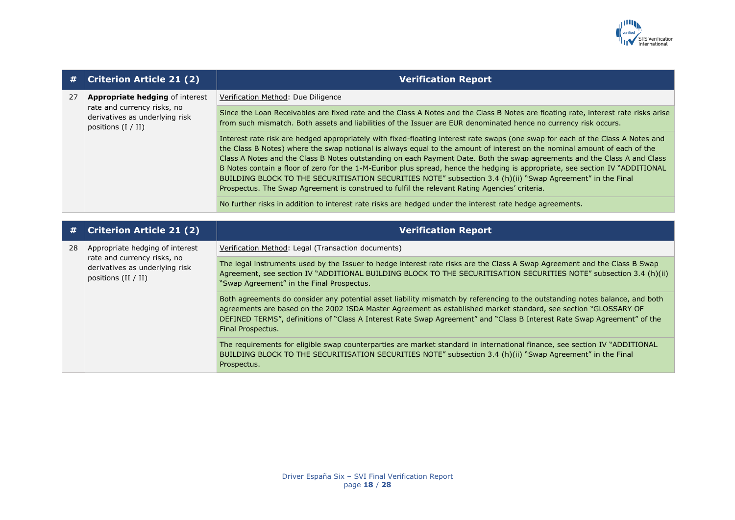| # | Criterion Article 21 (2) | Verification Report |
|---|---|---|
| 27 | **Appropriate hedging** of interest rate and currency risks, no derivatives as underlying risk positions (I / II) | Verification Method: Due Diligence |
| | | Since the Loan Receivables are fixed rate and the Class A Notes and the Class B Notes are floating rate, interest rate risks arise from such mismatch. Both assets and liabilities of the Issuer are EUR denominated hence no currency risk occurs. |
| | | Interest rate risk are hedged appropriately with fixed-floating interest rate swaps (one swap for each of the Class A Notes and the Class B Notes) where the swap notional is always equal to the amount of interest on the nominal amount of each of the Class A Notes and the Class B Notes outstanding on each Payment Date. Both the swap agreements and the Class A and Class B Notes contain a floor of zero for the 1-M-Euribor plus spread, hence the hedging is appropriate, see section IV "ADDITIONAL BUILDING BLOCK TO THE SECURITISATION SECURITIES NOTE" subsection 3.4 (h)(ii) "Swap Agreement" in the Final Prospectus. The Swap Agreement is construed to fulfil the relevant Rating Agencies' criteria. |
| | | No further risks in addition to interest rate risks are hedged under the interest rate hedge agreements. |

| # | Criterion Article 21 (2) | Verification Report |
|---|---|---|
| 28 | Appropriate hedging of interest rate and currency risks, no derivatives as underlying risk positions (II / II) | Verification Method: Legal (Transaction documents) |
| | | The legal instruments used by the Issuer to hedge interest rate risks are the Class A Swap Agreement and the Class B Swap Agreement, see section IV "ADDITIONAL BUILDING BLOCK TO THE SECURITISATION SECURITIES NOTE" subsection 3.4 (h)(ii) "Swap Agreement" in the Final Prospectus. |
| | | Both agreements do consider any potential asset liability mismatch by referencing to the outstanding notes balance, and both agreements are based on the 2002 ISDA Master Agreement as established market standard, see section "GLOSSARY OF DEFINED TERMS", definitions of "Class A Interest Rate Swap Agreement" and "Class B Interest Rate Swap Agreement" of the Final Prospectus. |
| | | The requirements for eligible swap counterparties are market standard in international finance, see section IV "ADDITIONAL BUILDING BLOCK TO THE SECURITISATION SECURITIES NOTE" subsection 3.4 (h)(ii) "Swap Agreement" in the Final Prospectus. |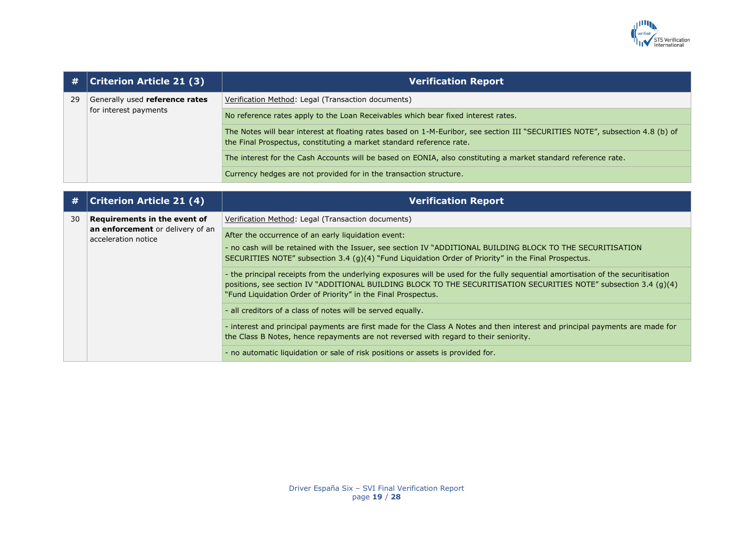| # | Criterion Article 21 (3) | Verification Report |
|---|---|---|
| 29 | Generally used **reference rates** for interest payments | Verification Method: Legal (Transaction documents) |
| | | No reference rates apply to the Loan Receivables which bear fixed interest rates. |
| | | The Notes will bear interest at floating rates based on 1-M-Euribor, see section III "SECURITIES NOTE", subsection 4.8 (b) of the Final Prospectus, constituting a market standard reference rate. |
| | | The interest for the Cash Accounts will be based on EONIA, also constituting a market standard reference rate. |
| | | Currency hedges are not provided for in the transaction structure. |

| # | Criterion Article 21 (4) | Verification Report |
|---|---|---|
| 30 | **Requirements in the event of an enforcement** or delivery of an acceleration notice | Verification Method: Legal (Transaction documents) |
| | | After the occurrence of an early liquidation event:<br>- no cash will be retained with the Issuer, see section IV "ADDITIONAL BUILDING BLOCK TO THE SECURITISATION SECURITIES NOTE" subsection 3.4 (g)(4) "Fund Liquidation Order of Priority" in the Final Prospectus. |
| | | - the principal receipts from the underlying exposures will be used for the fully sequential amortisation of the securitisation positions, see section IV "ADDITIONAL BUILDING BLOCK TO THE SECURITISATION SECURITIES NOTE" subsection 3.4 (g)(4) "Fund Liquidation Order of Priority" in the Final Prospectus. |
| | | - all creditors of a class of notes will be served equally. |
| | | - interest and principal payments are first made for the Class A Notes and then interest and principal payments are made for the Class B Notes, hence repayments are not reversed with regard to their seniority. |
| | | - no automatic liquidation or sale of risk positions or assets is provided for. |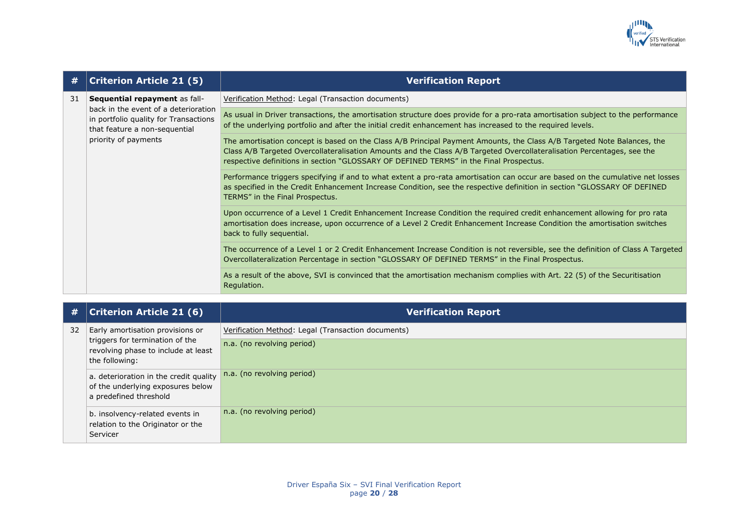| # | Criterion Article 21 (5) | Verification Report |
|---|---|---|
| 31 | **Sequential repayment** as fall-back in the event of a deterioration in portfolio quality for Transactions that feature a non-sequential priority of payments | Verification Method: Legal (Transaction documents) |
| | | As usual in Driver transactions, the amortisation structure does provide for a pro-rata amortisation subject to the performance of the underlying portfolio and after the initial credit enhancement has increased to the required levels. |
| | | The amortisation concept is based on the Class A/B Principal Payment Amounts, the Class A/B Targeted Note Balances, the Class A/B Targeted Overcollateralisation Amounts and the Class A/B Targeted Overcollateralisation Percentages, see the respective definitions in section "GLOSSARY OF DEFINED TERMS" in the Final Prospectus. |
| | | Performance triggers specifying if and to what extent a pro-rata amortisation can occur are based on the cumulative net losses as specified in the Credit Enhancement Increase Condition, see the respective definition in section "GLOSSARY OF DEFINED TERMS" in the Final Prospectus. |
| | | Upon occurrence of a Level 1 Credit Enhancement Increase Condition the required credit enhancement allowing for pro rata amortisation does increase, upon occurrence of a Level 2 Credit Enhancement Increase Condition the amortisation switches back to fully sequential. |
| | | The occurrence of a Level 1 or 2 Credit Enhancement Increase Condition is not reversible, see the definition of Class A Targeted Overcollateralization Percentage in section "GLOSSARY OF DEFINED TERMS" in the Final Prospectus. |
| | | As a result of the above, SVI is convinced that the amortisation mechanism complies with Art. 22 (5) of the Securitisation Regulation. |

| # | Criterion Article 21 (6) | Verification Report |
|---|---|---|
| 32 | Early amortisation provisions or triggers for termination of the revolving phase to include at least the following: | Verification Method: Legal (Transaction documents)<br>n.a. (no revolving period) |
| | a. deterioration in the credit quality of the underlying exposures below a predefined threshold | n.a. (no revolving period) |
| | b. insolvency-related events in relation to the Originator or the Servicer | n.a. (no revolving period) |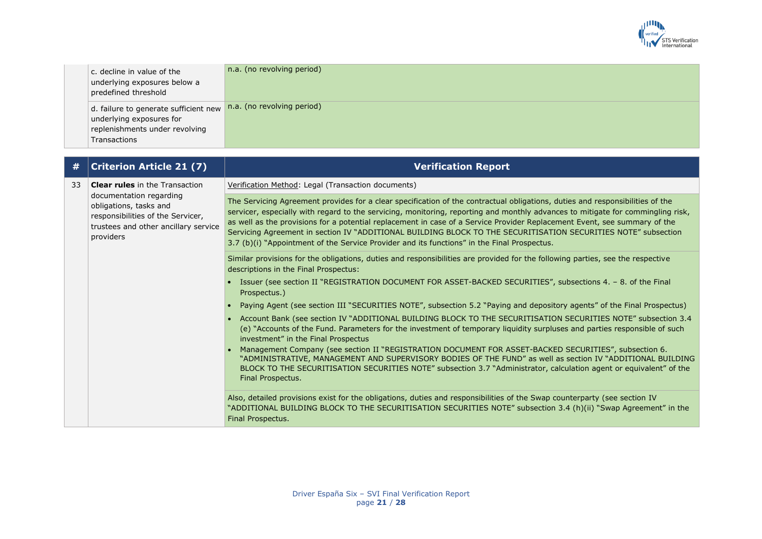| | | |
|---|---|---|
| | c. decline in value of the underlying exposures below a predefined threshold | n.a. (no revolving period) |
| | d. failure to generate sufficient new underlying exposures for replenishments under revolving Transactions | n.a. (no revolving period) |

| # | Criterion Article 21 (7) | Verification Report |
|---|---|---|
| 33 | **Clear rules** in the Transaction documentation regarding obligations, tasks and responsibilities of the Servicer, trustees and other ancillary service providers | Verification Method: Legal (Transaction documents) |
| | | The Servicing Agreement provides for a clear specification of the contractual obligations, duties and responsibilities of the servicer, especially with regard to the servicing, monitoring, reporting and monthly advances to mitigate for commingling risk, as well as the provisions for a potential replacement in case of a Service Provider Replacement Event, see summary of the Servicing Agreement in section IV "ADDITIONAL BUILDING BLOCK TO THE SECURITISATION SECURITIES NOTE" subsection 3.7 (b)(i) "Appointment of the Service Provider and its functions" in the Final Prospectus. |
| | | Similar provisions for the obligations, duties and responsibilities are provided for the following parties, see the respective descriptions in the Final Prospectus:<br>• Issuer (see section II "REGISTRATION DOCUMENT FOR ASSET-BACKED SECURITIES", subsections 4. – 8. of the Final Prospectus.)<br>• Paying Agent (see section III "SECURITIES NOTE", subsection 5.2 "Paying and depository agents" of the Final Prospectus)<br>• Account Bank (see section IV "ADDITIONAL BUILDING BLOCK TO THE SECURITISATION SECURITIES NOTE" subsection 3.4 (e) "Accounts of the Fund. Parameters for the investment of temporary liquidity surpluses and parties responsible of such investment" in the Final Prospectus<br>• Management Company (see section II "REGISTRATION DOCUMENT FOR ASSET-BACKED SECURITIES", subsection 6. "ADMINISTRATIVE, MANAGEMENT AND SUPERVISORY BODIES OF THE FUND" as well as section IV "ADDITIONAL BUILDING BLOCK TO THE SECURITISATION SECURITIES NOTE" subsection 3.7 "Administrator, calculation agent or equivalent" of the Final Prospectus. |
| | | Also, detailed provisions exist for the obligations, duties and responsibilities of the Swap counterparty (see section IV "ADDITIONAL BUILDING BLOCK TO THE SECURITISATION SECURITIES NOTE" subsection 3.4 (h)(ii) "Swap Agreement" in the Final Prospectus. |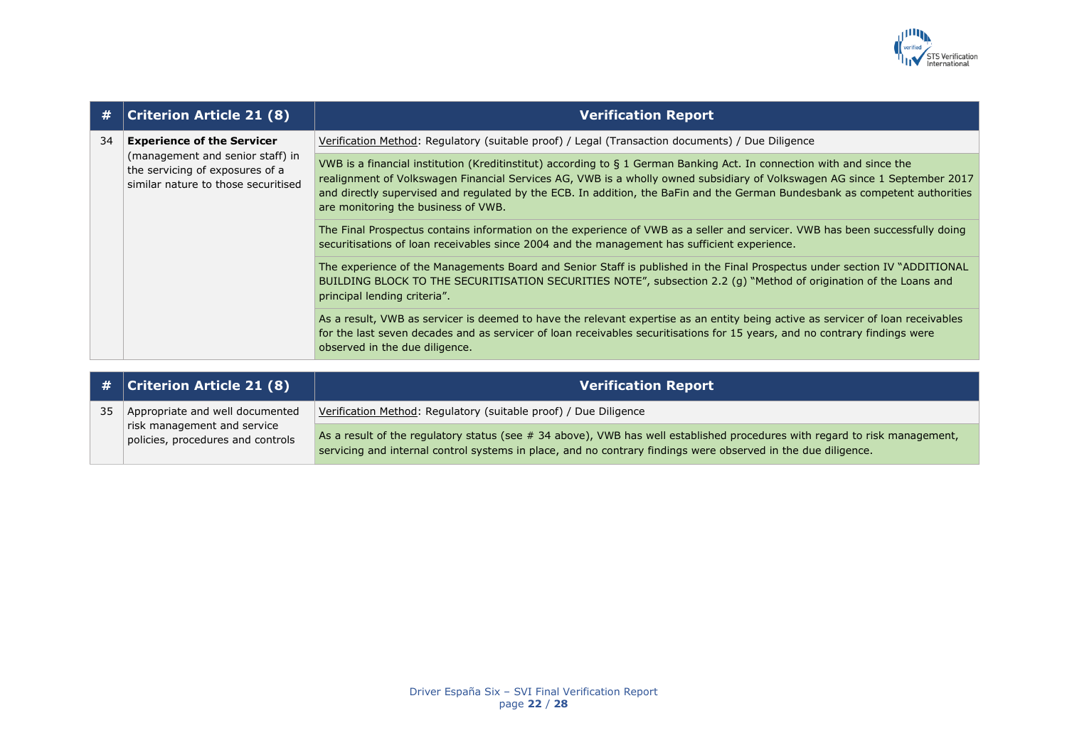| # | Criterion Article 21 (8) | Verification Report |
|---|---|---|
| 34 | **Experience of the Servicer** (management and senior staff) in the servicing of exposures of a similar nature to those securitised | Verification Method: Regulatory (suitable proof) / Legal (Transaction documents) / Due Diligence |
| | | VWB is a financial institution (Kreditinstitut) according to § 1 German Banking Act. In connection with and since the realignment of Volkswagen Financial Services AG, VWB is a wholly owned subsidiary of Volkswagen AG since 1 September 2017 and directly supervised and regulated by the ECB. In addition, the BaFin and the German Bundesbank as competent authorities are monitoring the business of VWB. |
| | | The Final Prospectus contains information on the experience of VWB as a seller and servicer. VWB has been successfully doing securitisations of loan receivables since 2004 and the management has sufficient experience. |
| | | The experience of the Managements Board and Senior Staff is published in the Final Prospectus under section IV "ADDITIONAL BUILDING BLOCK TO THE SECURITISATION SECURITIES NOTE", subsection 2.2 (g) "Method of origination of the Loans and principal lending criteria". |
| | | As a result, VWB as servicer is deemed to have the relevant expertise as an entity being active as servicer of loan receivables for the last seven decades and as servicer of loan receivables securitisations for 15 years, and no contrary findings were observed in the due diligence. |

| # | Criterion Article 21 (8) | Verification Report |
|---|---|---|
| 35 | Appropriate and well documented risk management and service policies, procedures and controls | Verification Method: Regulatory (suitable proof) / Due Diligence |
| | | As a result of the regulatory status (see # 34 above), VWB has well established procedures with regard to risk management, servicing and internal control systems in place, and no contrary findings were observed in the due diligence. |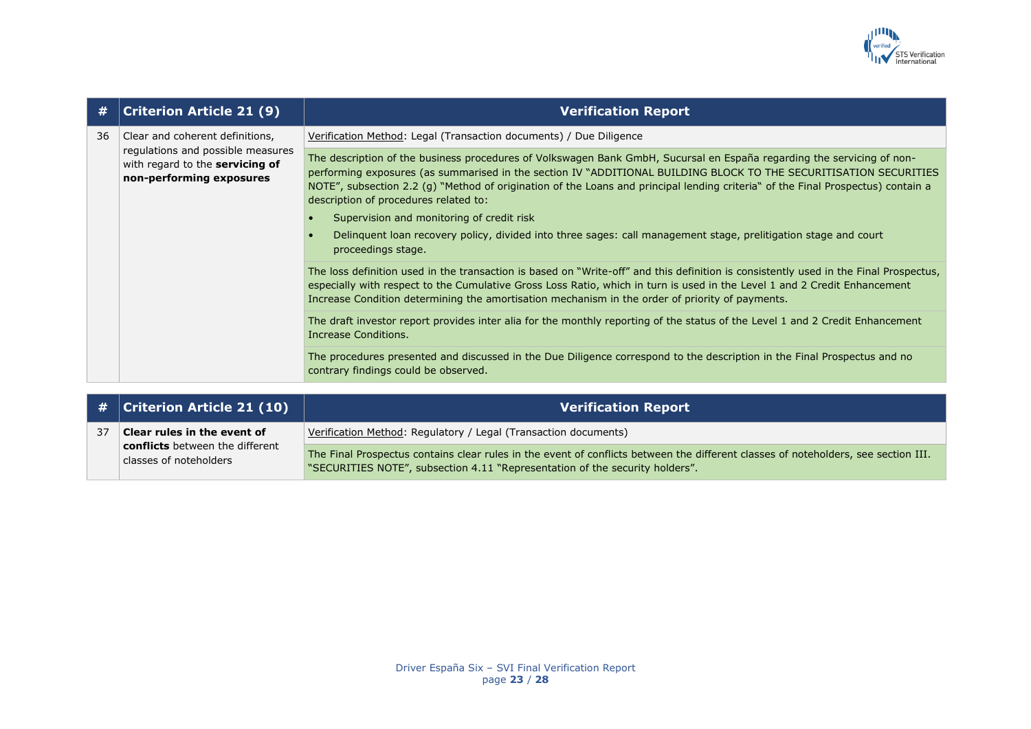| # | Criterion Article 21 (9) | Verification Report |
|---|---|---|
| 36 | Clear and coherent definitions, regulations and possible measures with regard to the **servicing of non-performing exposures** | Verification Method: Legal (Transaction documents) / Due Diligence |
| | | The description of the business procedures of Volkswagen Bank GmbH, Sucursal en España regarding the servicing of non-performing exposures (as summarised in the section IV "ADDITIONAL BUILDING BLOCK TO THE SECURITISATION SECURITIES NOTE", subsection 2.2 (g) "Method of origination of the Loans and principal lending criteria" of the Final Prospectus) contain a description of procedures related to:<br>• Supervision and monitoring of credit risk<br>• Delinquent loan recovery policy, divided into three sages: call management stage, prelitigation stage and court proceedings stage. |
| | | The loss definition used in the transaction is based on "Write-off" and this definition is consistently used in the Final Prospectus, especially with respect to the Cumulative Gross Loss Ratio, which in turn is used in the Level 1 and 2 Credit Enhancement Increase Condition determining the amortisation mechanism in the order of priority of payments. |
| | | The draft investor report provides inter alia for the monthly reporting of the status of the Level 1 and 2 Credit Enhancement Increase Conditions. |
| | | The procedures presented and discussed in the Due Diligence correspond to the description in the Final Prospectus and no contrary findings could be observed. |

| # | Criterion Article 21 (10) | Verification Report |
|---|---|---|
| 37 | **Clear rules in the event of conflicts** between the different classes of noteholders | Verification Method: Regulatory / Legal (Transaction documents) |
| | | The Final Prospectus contains clear rules in the event of conflicts between the different classes of noteholders, see section III. "SECURITIES NOTE", subsection 4.11 "Representation of the security holders". |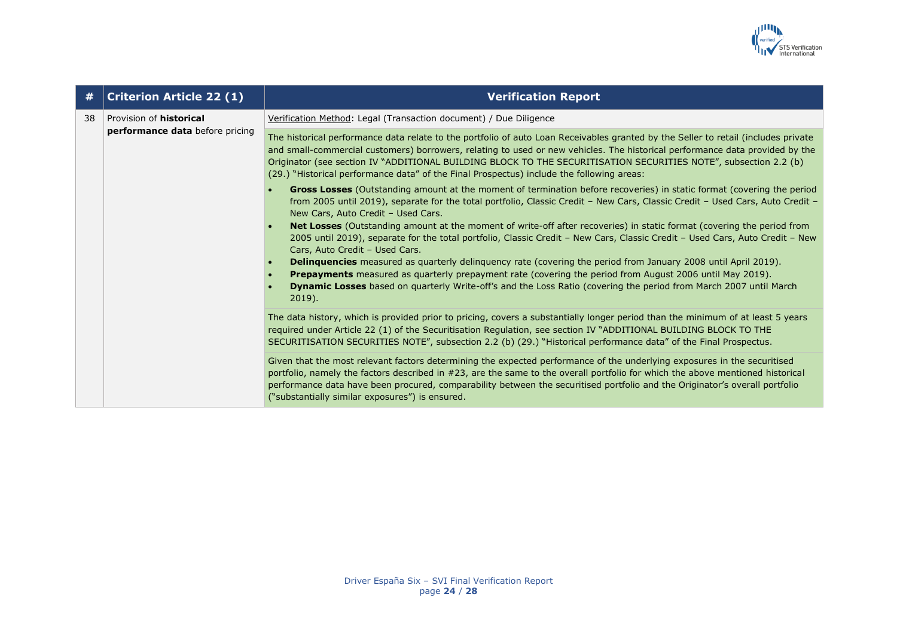| # | Criterion Article 22 (1) | Verification Report |
|---|---|---|
| 38 | Provision of **historical performance data** before pricing | <u>Verification Method</u>: Legal (Transaction document) / Due Diligence |
| | | The historical performance data relate to the portfolio of auto Loan Receivables granted by the Seller to retail (includes private and small-commercial customers) borrowers, relating to used or new vehicles. The historical performance data provided by the Originator (see section IV "ADDITIONAL BUILDING BLOCK TO THE SECURITISATION SECURITIES NOTE", subsection 2.2 (b) (29.) "Historical performance data" of the Final Prospectus) include the following areas:<br>• **Gross Losses** (Outstanding amount at the moment of termination before recoveries) in static format (covering the period from 2005 until 2019), separate for the total portfolio, Classic Credit – New Cars, Classic Credit – Used Cars, Auto Credit – New Cars, Auto Credit – Used Cars.<br>• **Net Losses** (Outstanding amount at the moment of write-off after recoveries) in static format (covering the period from 2005 until 2019), separate for the total portfolio, Classic Credit – New Cars, Classic Credit – Used Cars, Auto Credit – New Cars, Auto Credit – Used Cars.<br>• **Delinquencies** measured as quarterly delinquency rate (covering the period from January 2008 until April 2019).<br>• **Prepayments** measured as quarterly prepayment rate (covering the period from August 2006 until May 2019).<br>• **Dynamic Losses** based on quarterly Write-off's and the Loss Ratio (covering the period from March 2007 until March 2019). |
| | | The data history, which is provided prior to pricing, covers a substantially longer period than the minimum of at least 5 years required under Article 22 (1) of the Securitisation Regulation, see section IV "ADDITIONAL BUILDING BLOCK TO THE SECURITISATION SECURITIES NOTE", subsection 2.2 (b) (29.) "Historical performance data" of the Final Prospectus. |
| | | Given that the most relevant factors determining the expected performance of the underlying exposures in the securitised portfolio, namely the factors described in #23, are the same to the overall portfolio for which the above mentioned historical performance data have been procured, comparability between the securitised portfolio and the Originator's overall portfolio ("substantially similar exposures") is ensured. |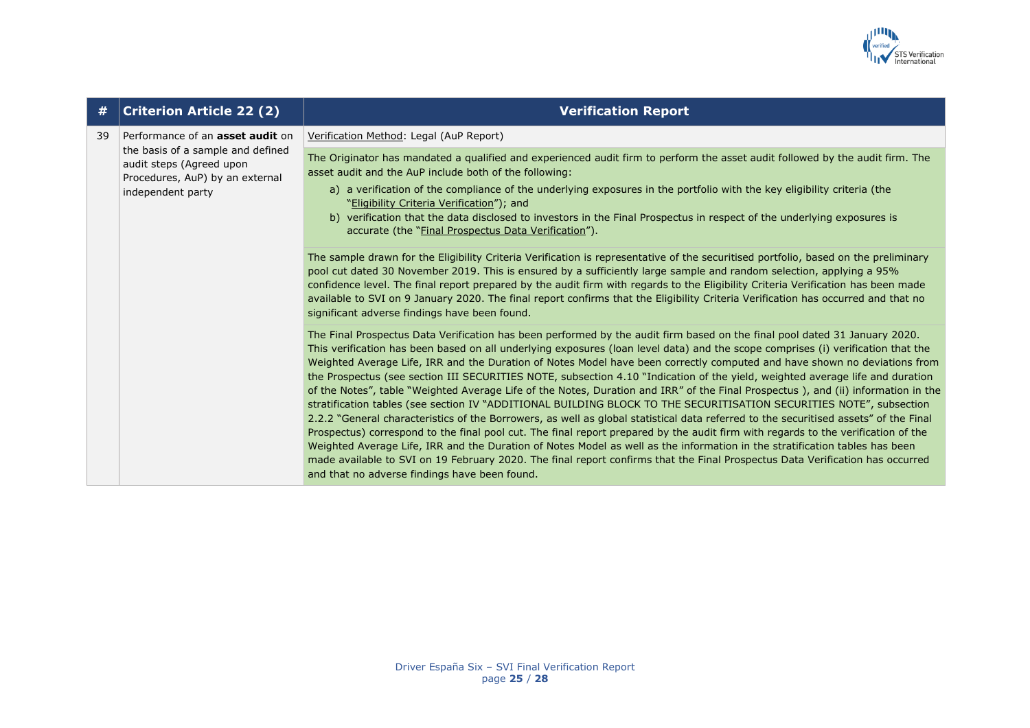| # | Criterion Article 22 (2) | Verification Report |
|---|---|---|
| 39 | Performance of an **asset audit** on the basis of a sample and defined audit steps (Agreed upon Procedures, AuP) by an external independent party | Verification Method: Legal (AuP Report) |
| | | The Originator has mandated a qualified and experienced audit firm to perform the asset audit followed by the audit firm. The asset audit and the AuP include both of the following:<br>a) a verification of the compliance of the underlying exposures in the portfolio with the key eligibility criteria (the "Eligibility Criteria Verification"); and<br>b) verification that the data disclosed to investors in the Final Prospectus in respect of the underlying exposures is accurate (the "Final Prospectus Data Verification"). |
| | | The sample drawn for the Eligibility Criteria Verification is representative of the securitised portfolio, based on the preliminary pool cut dated 30 November 2019. This is ensured by a sufficiently large sample and random selection, applying a 95% confidence level. The final report prepared by the audit firm with regards to the Eligibility Criteria Verification has been made available to SVI on 9 January 2020. The final report confirms that the Eligibility Criteria Verification has occurred and that no significant adverse findings have been found. |
| | | The Final Prospectus Data Verification has been performed by the audit firm based on the final pool dated 31 January 2020. This verification has been based on all underlying exposures (loan level data) and the scope comprises (i) verification that the Weighted Average Life, IRR and the Duration of Notes Model have been correctly computed and have shown no deviations from the Prospectus (see section III SECURITIES NOTE, subsection 4.10 "Indication of the yield, weighted average life and duration of the Notes", table "Weighted Average Life of the Notes, Duration and IRR" of the Final Prospectus ), and (ii) information in the stratification tables (see section IV "ADDITIONAL BUILDING BLOCK TO THE SECURITISATION SECURITIES NOTE", subsection 2.2.2 "General characteristics of the Borrowers, as well as global statistical data referred to the securitised assets" of the Final Prospectus) correspond to the final pool cut. The final report prepared by the audit firm with regards to the verification of the Weighted Average Life, IRR and the Duration of Notes Model as well as the information in the stratification tables has been made available to SVI on 19 February 2020. The final report confirms that the Final Prospectus Data Verification has occurred and that no adverse findings have been found. |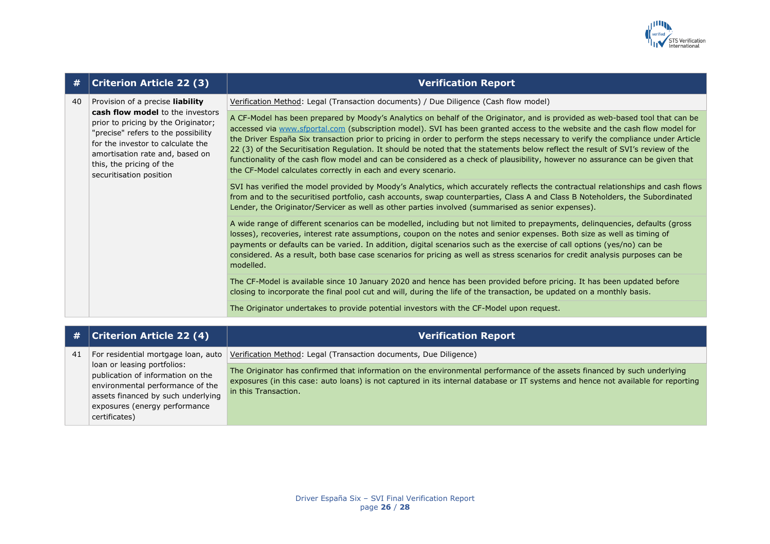| # | Criterion Article 22 (3) | Verification Report |
|---|---|---|
| 40 | Provision of a precise **liability cash flow model** to the investors prior to pricing by the Originator; "precise" refers to the possibility for the investor to calculate the amortisation rate and, based on this, the pricing of the securitisation position | Verification Method: Legal (Transaction documents) / Due Diligence (Cash flow model) |
| | | A CF-Model has been prepared by Moody's Analytics on behalf of the Originator, and is provided as web-based tool that can be accessed via www.sfportal.com (subscription model). SVI has been granted access to the website and the cash flow model for the Driver España Six transaction prior to pricing in order to perform the steps necessary to verify the compliance under Article 22 (3) of the Securitisation Regulation. It should be noted that the statements below reflect the result of SVI's review of the functionality of the cash flow model and can be considered as a check of plausibility, however no assurance can be given that the CF-Model calculates correctly in each and every scenario. |
| | | SVI has verified the model provided by Moody's Analytics, which accurately reflects the contractual relationships and cash flows from and to the securitised portfolio, cash accounts, swap counterparties, Class A and Class B Noteholders, the Subordinated Lender, the Originator/Servicer as well as other parties involved (summarised as senior expenses). |
| | | A wide range of different scenarios can be modelled, including but not limited to prepayments, delinquencies, defaults (gross losses), recoveries, interest rate assumptions, coupon on the notes and senior expenses. Both size as well as timing of payments or defaults can be varied. In addition, digital scenarios such as the exercise of call options (yes/no) can be considered. As a result, both base case scenarios for pricing as well as stress scenarios for credit analysis purposes can be modelled. |
| | | The CF-Model is available since 10 January 2020 and hence has been provided before pricing. It has been updated before closing to incorporate the final pool cut and will, during the life of the transaction, be updated on a monthly basis. |
| | | The Originator undertakes to provide potential investors with the CF-Model upon request. |

| # | Criterion Article 22 (4) | Verification Report |
|---|---|---|
| 41 | For residential mortgage loan, auto loan or leasing portfolios: publication of information on the environmental performance of the assets financed by such underlying exposures (energy performance certificates) | Verification Method: Legal (Transaction documents, Due Diligence) |
| | | The Originator has confirmed that information on the environmental performance of the assets financed by such underlying exposures (in this case: auto loans) is not captured in its internal database or IT systems and hence not available for reporting in this Transaction. |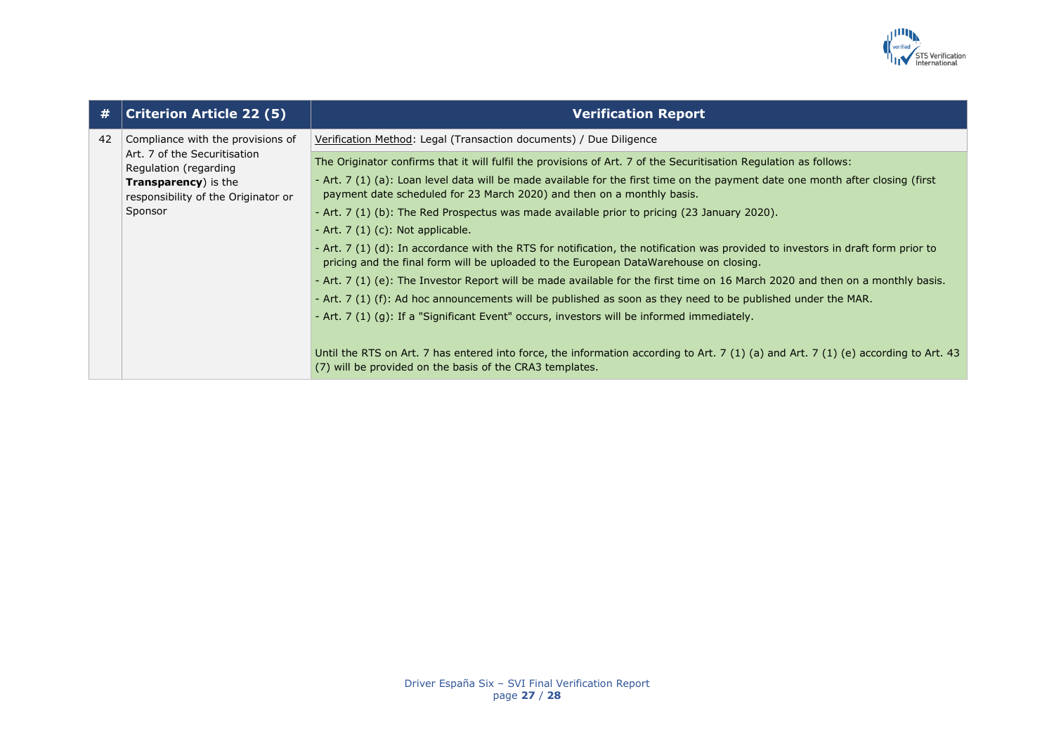| # | Criterion Article 22 (5) | Verification Report |
|---|---|---|
| 42 | Compliance with the provisions of Art. 7 of the Securitisation Regulation (regarding **Transparency**) is the responsibility of the Originator or Sponsor | Verification Method: Legal (Transaction documents) / Due Diligence<br><br>The Originator confirms that it will fulfil the provisions of Art. 7 of the Securitisation Regulation as follows:<br>- Art. 7 (1) (a): Loan level data will be made available for the first time on the payment date one month after closing (first payment date scheduled for 23 March 2020) and then on a monthly basis.<br>- Art. 7 (1) (b): The Red Prospectus was made available prior to pricing (23 January 2020).<br>- Art. 7 (1) (c): Not applicable.<br>- Art. 7 (1) (d): In accordance with the RTS for notification, the notification was provided to investors in draft form prior to pricing and the final form will be uploaded to the European DataWarehouse on closing.<br>- Art. 7 (1) (e): The Investor Report will be made available for the first time on 16 March 2020 and then on a monthly basis.<br>- Art. 7 (1) (f): Ad hoc announcements will be published as soon as they need to be published under the MAR.<br>- Art. 7 (1) (g): If a "Significant Event" occurs, investors will be informed immediately.<br><br>Until the RTS on Art. 7 has entered into force, the information according to Art. 7 (1) (a) and Art. 7 (1) (e) according to Art. 43 (7) will be provided on the basis of the CRA3 templates. |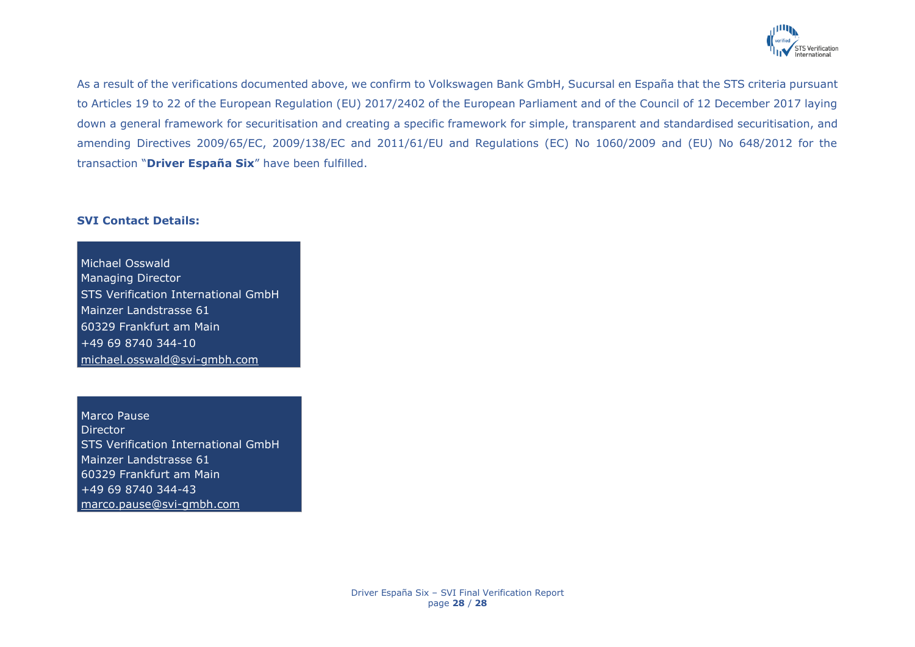As a result of the verifications documented above, we confirm to Volkswagen Bank GmbH, Sucursal en España that the STS criteria pursuant to Articles 19 to 22 of the European Regulation (EU) 2017/2402 of the European Parliament and of the Council of 12 December 2017 laying down a general framework for securitisation and creating a specific framework for simple, transparent and standardised securitisation, and amending Directives 2009/65/EC, 2009/138/EC and 2011/61/EU and Regulations (EC) No 1060/2009 and (EU) No 648/2012 for the transaction "**Driver España Six**" have been fulfilled.

**SVI Contact Details:**

Michael Osswald
Managing Director
STS Verification International GmbH
Mainzer Landstrasse 61
60329 Frankfurt am Main
+49 69 8740 344-10
michael.osswald@svi-gmbh.com

Marco Pause
Director
STS Verification International GmbH
Mainzer Landstrasse 61
60329 Frankfurt am Main
+49 69 8740 344-43
marco.pause@svi-gmbh.com